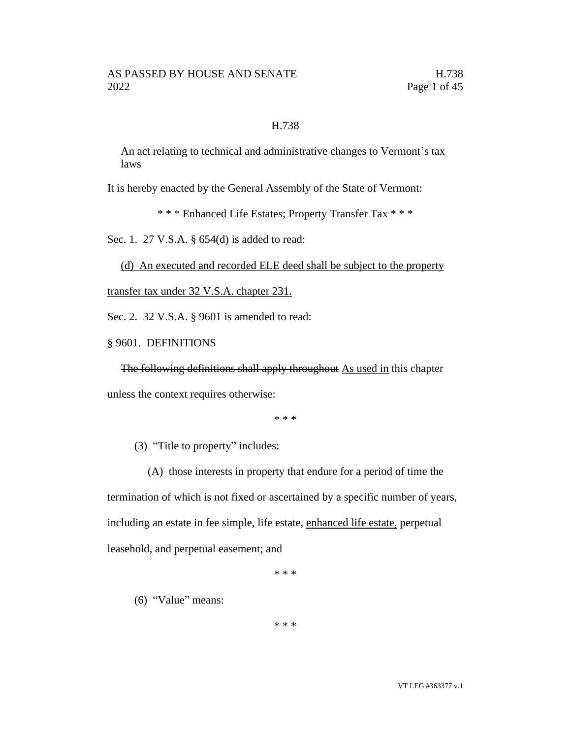# H.738

An act relating to technical and administrative changes to Vermont's tax laws

It is hereby enacted by the General Assembly of the State of Vermont:

\* \* \* Enhanced Life Estates; Property Transfer Tax \* \* \*

Sec. 1. 27 V.S.A. § 654(d) is added to read:

<u>(d) An executed and recorded ELE deed shall be subject to the property transfer tax under 32 V.S.A. chapter 231.</u>

Sec. 2. 32 V.S.A. § 9601 is amended to read:

§ 9601. DEFINITIONS

~~The following definitions shall apply throughout~~ <u>As used in</u> this chapter unless the context requires otherwise:

\* \* \*

(3) "Title to property" includes:

(A) those interests in property that endure for a period of time the termination of which is not fixed or ascertained by a specific number of years, including an estate in fee simple, life estate, <u>enhanced life estate,</u> perpetual leasehold, and perpetual easement; and

\* \* \*

(6) "Value" means:

\* \* \*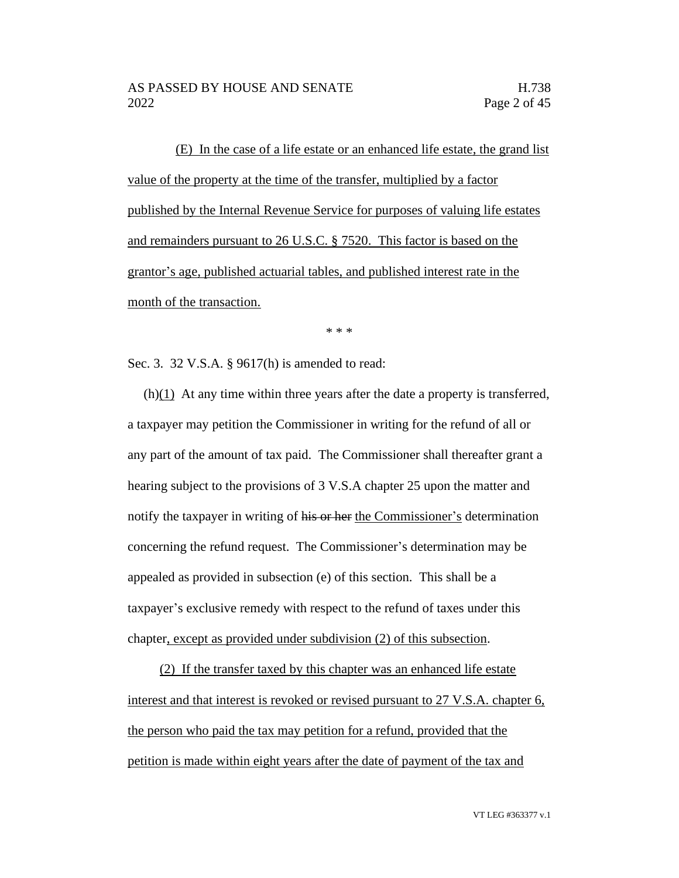(E) In the case of a life estate or an enhanced life estate, the grand list value of the property at the time of the transfer, multiplied by a factor published by the Internal Revenue Service for purposes of valuing life estates and remainders pursuant to 26 U.S.C. § 7520. This factor is based on the grantor's age, published actuarial tables, and published interest rate in the month of the transaction.

\* \* \*

Sec. 3. 32 V.S.A. § 9617(h) is amended to read:

(h)(1) At any time within three years after the date a property is transferred, a taxpayer may petition the Commissioner in writing for the refund of all or any part of the amount of tax paid. The Commissioner shall thereafter grant a hearing subject to the provisions of 3 V.S.A chapter 25 upon the matter and notify the taxpayer in writing of ~~his or her~~ the Commissioner's determination concerning the refund request. The Commissioner's determination may be appealed as provided in subsection (e) of this section. This shall be a taxpayer's exclusive remedy with respect to the refund of taxes under this chapter, except as provided under subdivision (2) of this subsection.

(2) If the transfer taxed by this chapter was an enhanced life estate interest and that interest is revoked or revised pursuant to 27 V.S.A. chapter 6, the person who paid the tax may petition for a refund, provided that the petition is made within eight years after the date of payment of the tax and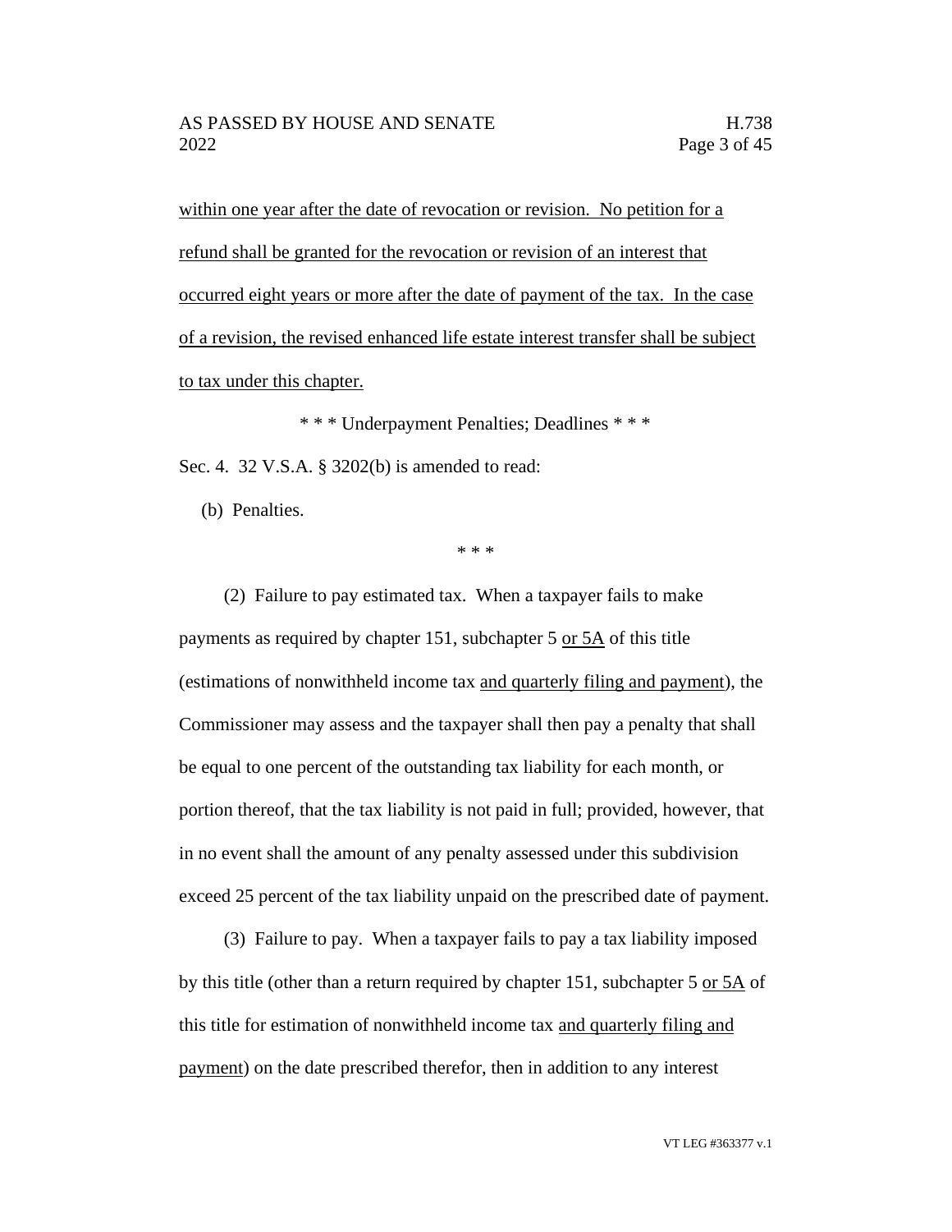within one year after the date of revocation or revision. No petition for a refund shall be granted for the revocation or revision of an interest that occurred eight years or more after the date of payment of the tax. In the case of a revision, the revised enhanced life estate interest transfer shall be subject to tax under this chapter.

\* \* \* Underpayment Penalties; Deadlines \* \* \*

Sec. 4. 32 V.S.A. § 3202(b) is amended to read:

(b) Penalties.

\* \* \*

(2) Failure to pay estimated tax. When a taxpayer fails to make payments as required by chapter 151, subchapter 5 or 5A of this title (estimations of nonwithheld income tax and quarterly filing and payment), the Commissioner may assess and the taxpayer shall then pay a penalty that shall be equal to one percent of the outstanding tax liability for each month, or portion thereof, that the tax liability is not paid in full; provided, however, that in no event shall the amount of any penalty assessed under this subdivision exceed 25 percent of the tax liability unpaid on the prescribed date of payment.

(3) Failure to pay. When a taxpayer fails to pay a tax liability imposed by this title (other than a return required by chapter 151, subchapter 5 or 5A of this title for estimation of nonwithheld income tax and quarterly filing and payment) on the date prescribed therefor, then in addition to any interest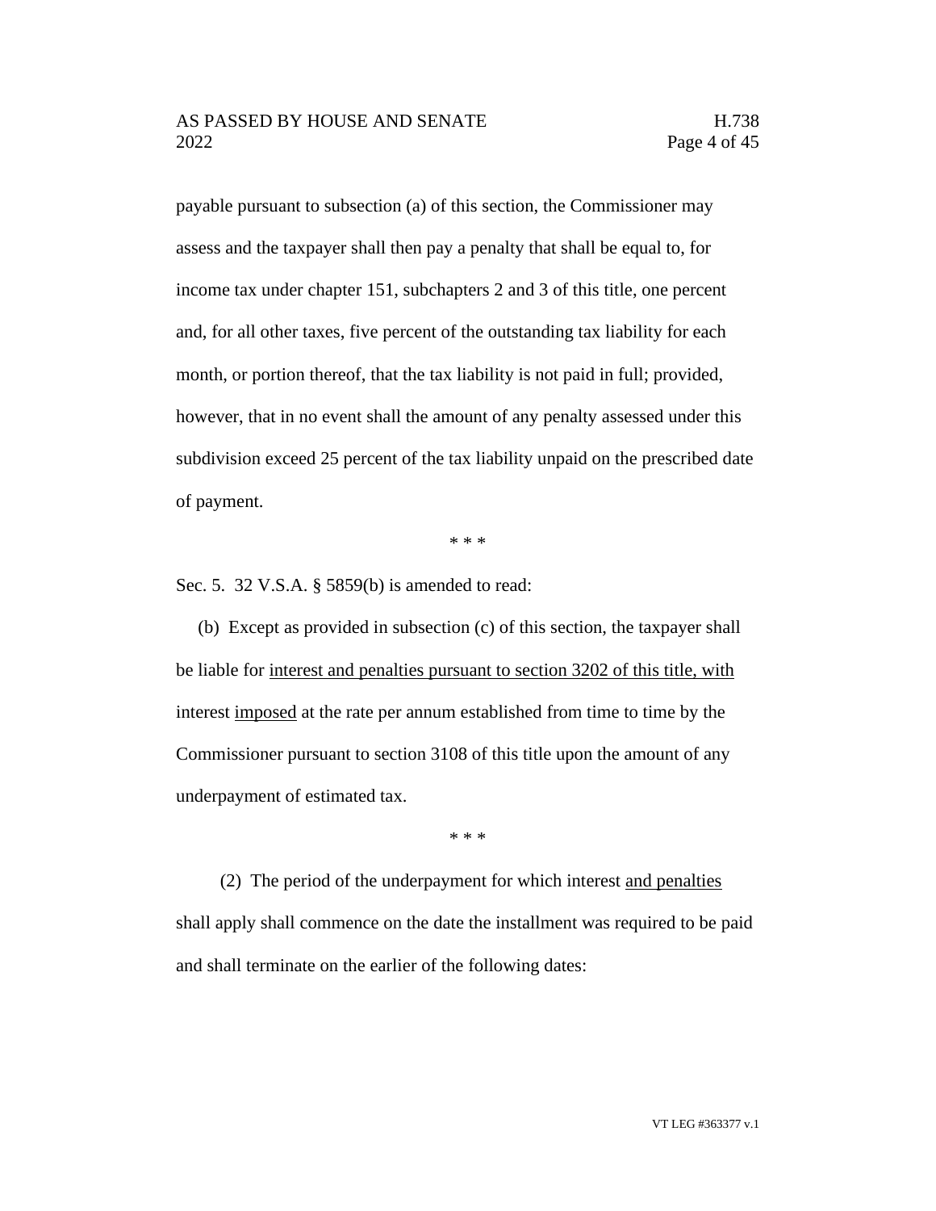payable pursuant to subsection (a) of this section, the Commissioner may assess and the taxpayer shall then pay a penalty that shall be equal to, for income tax under chapter 151, subchapters 2 and 3 of this title, one percent and, for all other taxes, five percent of the outstanding tax liability for each month, or portion thereof, that the tax liability is not paid in full; provided, however, that in no event shall the amount of any penalty assessed under this subdivision exceed 25 percent of the tax liability unpaid on the prescribed date of payment.

\* \* \*

Sec. 5. 32 V.S.A. § 5859(b) is amended to read:

(b) Except as provided in subsection (c) of this section, the taxpayer shall be liable for <u>interest and penalties pursuant to section 3202 of this title, with</u> interest <u>imposed</u> at the rate per annum established from time to time by the Commissioner pursuant to section 3108 of this title upon the amount of any underpayment of estimated tax.

\* \* \*

(2) The period of the underpayment for which interest <u>and penalties</u> shall apply shall commence on the date the installment was required to be paid and shall terminate on the earlier of the following dates: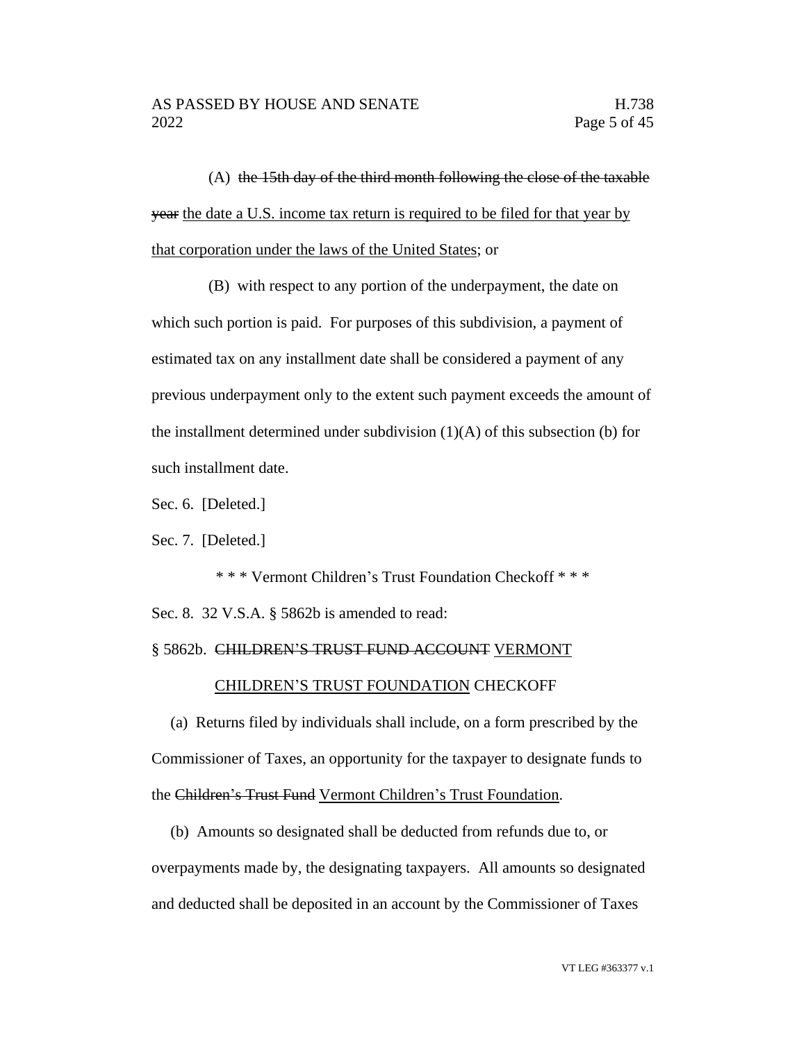(A) ~~the 15th day of the third month following the close of the taxable year~~ <u>the date a U.S. income tax return is required to be filed for that year by that corporation under the laws of the United States</u>; or

(B) with respect to any portion of the underpayment, the date on which such portion is paid. For purposes of this subdivision, a payment of estimated tax on any installment date shall be considered a payment of any previous underpayment only to the extent such payment exceeds the amount of the installment determined under subdivision (1)(A) of this subsection (b) for such installment date.

Sec. 6. [Deleted.]

Sec. 7. [Deleted.]

\* \* \* Vermont Children's Trust Foundation Checkoff \* \* \*

Sec. 8. 32 V.S.A. § 5862b is amended to read:

§ 5862b. ~~CHILDREN'S TRUST FUND ACCOUNT~~ <u>VERMONT CHILDREN'S TRUST FOUNDATION</u> CHECKOFF

(a) Returns filed by individuals shall include, on a form prescribed by the Commissioner of Taxes, an opportunity for the taxpayer to designate funds to the ~~Children's Trust Fund~~ <u>Vermont Children's Trust Foundation</u>.

(b) Amounts so designated shall be deducted from refunds due to, or overpayments made by, the designating taxpayers. All amounts so designated and deducted shall be deposited in an account by the Commissioner of Taxes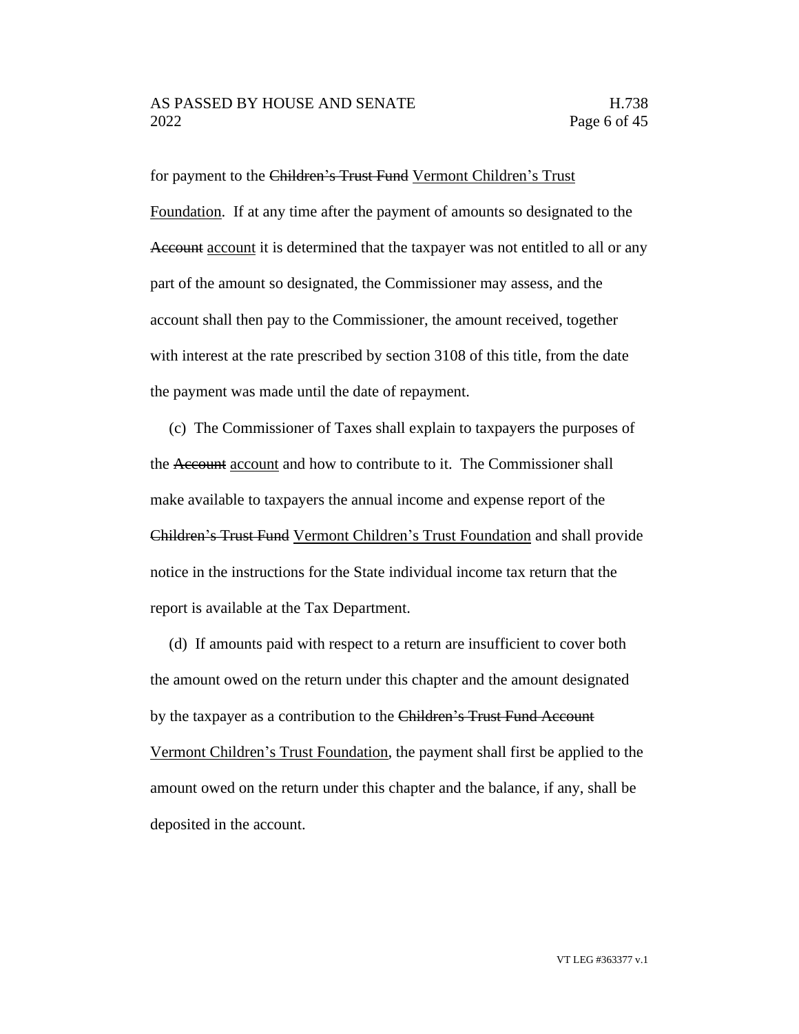for payment to the ~~Children's Trust Fund~~ <u>Vermont Children's Trust Foundation</u>. If at any time after the payment of amounts so designated to the ~~Account~~ <u>account</u> it is determined that the taxpayer was not entitled to all or any part of the amount so designated, the Commissioner may assess, and the account shall then pay to the Commissioner, the amount received, together with interest at the rate prescribed by section 3108 of this title, from the date the payment was made until the date of repayment.

(c) The Commissioner of Taxes shall explain to taxpayers the purposes of the ~~Account~~ <u>account</u> and how to contribute to it. The Commissioner shall make available to taxpayers the annual income and expense report of the ~~Children's Trust Fund~~ <u>Vermont Children's Trust Foundation</u> and shall provide notice in the instructions for the State individual income tax return that the report is available at the Tax Department.

(d) If amounts paid with respect to a return are insufficient to cover both the amount owed on the return under this chapter and the amount designated by the taxpayer as a contribution to the ~~Children's Trust Fund Account~~ <u>Vermont Children's Trust Foundation</u>, the payment shall first be applied to the amount owed on the return under this chapter and the balance, if any, shall be deposited in the account.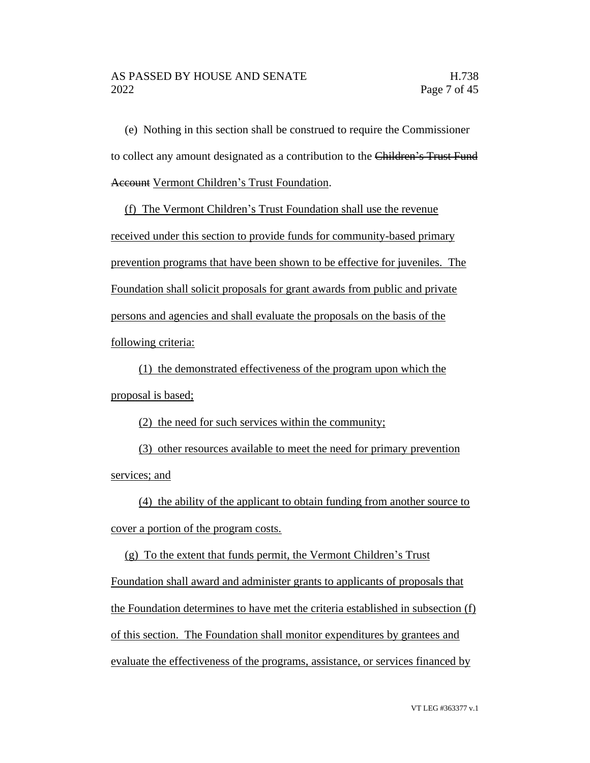(e) Nothing in this section shall be construed to require the Commissioner to collect any amount designated as a contribution to the ~~Children's Trust Fund Account~~ Vermont Children's Trust Foundation.

(f) The Vermont Children's Trust Foundation shall use the revenue received under this section to provide funds for community-based primary prevention programs that have been shown to be effective for juveniles. The Foundation shall solicit proposals for grant awards from public and private persons and agencies and shall evaluate the proposals on the basis of the following criteria:

(1) the demonstrated effectiveness of the program upon which the proposal is based;

(2) the need for such services within the community;

(3) other resources available to meet the need for primary prevention services; and

(4) the ability of the applicant to obtain funding from another source to cover a portion of the program costs.

(g) To the extent that funds permit, the Vermont Children's Trust Foundation shall award and administer grants to applicants of proposals that the Foundation determines to have met the criteria established in subsection (f) of this section. The Foundation shall monitor expenditures by grantees and evaluate the effectiveness of the programs, assistance, or services financed by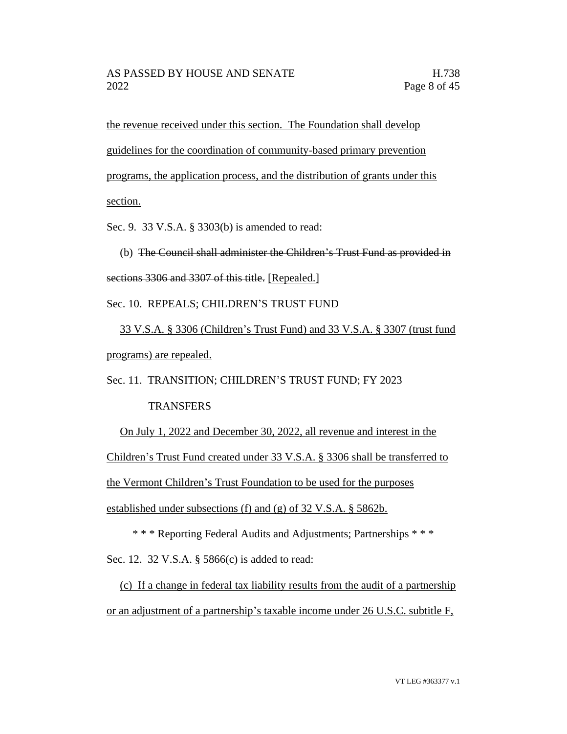the revenue received under this section. The Foundation shall develop guidelines for the coordination of community-based primary prevention programs, the application process, and the distribution of grants under this section.

Sec. 9. 33 V.S.A. § 3303(b) is amended to read:

(b) ~~The Council shall administer the Children's Trust Fund as provided in sections 3306 and 3307 of this title.~~ [Repealed.]

Sec. 10. REPEALS; CHILDREN'S TRUST FUND

33 V.S.A. § 3306 (Children's Trust Fund) and 33 V.S.A. § 3307 (trust fund programs) are repealed.

Sec. 11. TRANSITION; CHILDREN'S TRUST FUND; FY 2023 TRANSFERS

On July 1, 2022 and December 30, 2022, all revenue and interest in the Children's Trust Fund created under 33 V.S.A. § 3306 shall be transferred to the Vermont Children's Trust Foundation to be used for the purposes established under subsections (f) and (g) of 32 V.S.A. § 5862b.

\* \* \* Reporting Federal Audits and Adjustments; Partnerships \* \* \*

Sec. 12. 32 V.S.A. § 5866(c) is added to read:

(c) If a change in federal tax liability results from the audit of a partnership or an adjustment of a partnership's taxable income under 26 U.S.C. subtitle F,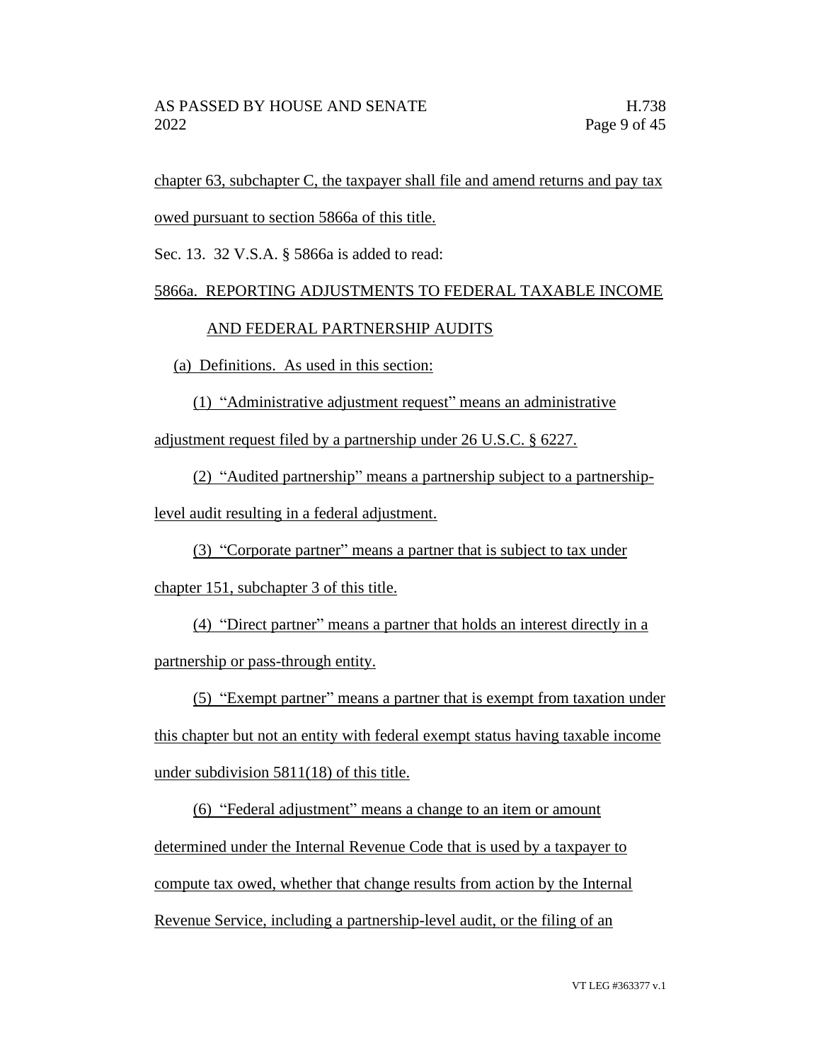chapter 63, subchapter C, the taxpayer shall file and amend returns and pay tax owed pursuant to section 5866a of this title.

Sec. 13. 32 V.S.A. § 5866a is added to read:

5866a. REPORTING ADJUSTMENTS TO FEDERAL TAXABLE INCOME AND FEDERAL PARTNERSHIP AUDITS

(a) Definitions. As used in this section:

(1) "Administrative adjustment request" means an administrative adjustment request filed by a partnership under 26 U.S.C. § 6227.

(2) "Audited partnership" means a partnership subject to a partnership-level audit resulting in a federal adjustment.

(3) "Corporate partner" means a partner that is subject to tax under chapter 151, subchapter 3 of this title.

(4) "Direct partner" means a partner that holds an interest directly in a partnership or pass-through entity.

(5) "Exempt partner" means a partner that is exempt from taxation under this chapter but not an entity with federal exempt status having taxable income under subdivision 5811(18) of this title.

(6) "Federal adjustment" means a change to an item or amount determined under the Internal Revenue Code that is used by a taxpayer to compute tax owed, whether that change results from action by the Internal Revenue Service, including a partnership-level audit, or the filing of an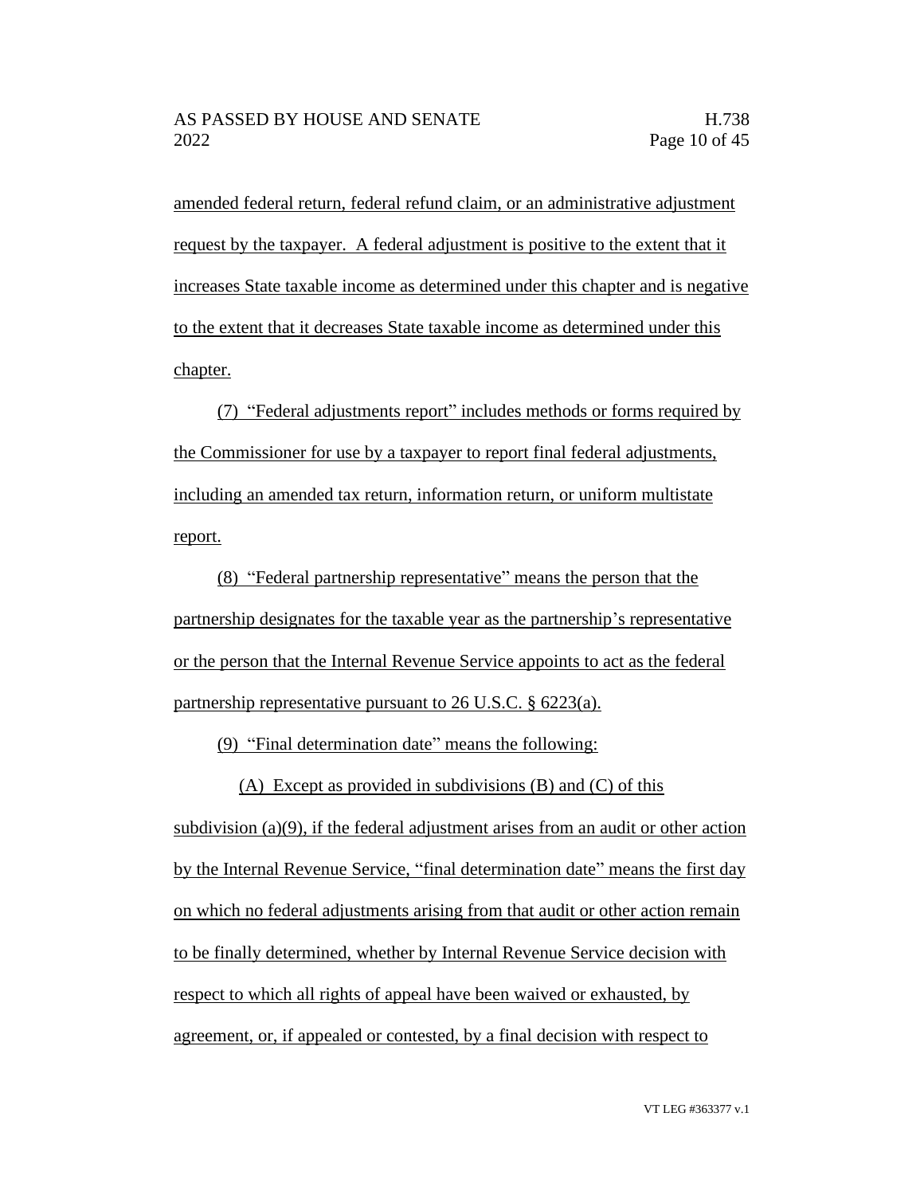amended federal return, federal refund claim, or an administrative adjustment request by the taxpayer. A federal adjustment is positive to the extent that it increases State taxable income as determined under this chapter and is negative to the extent that it decreases State taxable income as determined under this chapter.

(7) "Federal adjustments report" includes methods or forms required by the Commissioner for use by a taxpayer to report final federal adjustments, including an amended tax return, information return, or uniform multistate report.

(8) "Federal partnership representative" means the person that the partnership designates for the taxable year as the partnership's representative or the person that the Internal Revenue Service appoints to act as the federal partnership representative pursuant to 26 U.S.C. § 6223(a).

(9) "Final determination date" means the following:

(A) Except as provided in subdivisions (B) and (C) of this subdivision (a)(9), if the federal adjustment arises from an audit or other action by the Internal Revenue Service, "final determination date" means the first day on which no federal adjustments arising from that audit or other action remain to be finally determined, whether by Internal Revenue Service decision with respect to which all rights of appeal have been waived or exhausted, by agreement, or, if appealed or contested, by a final decision with respect to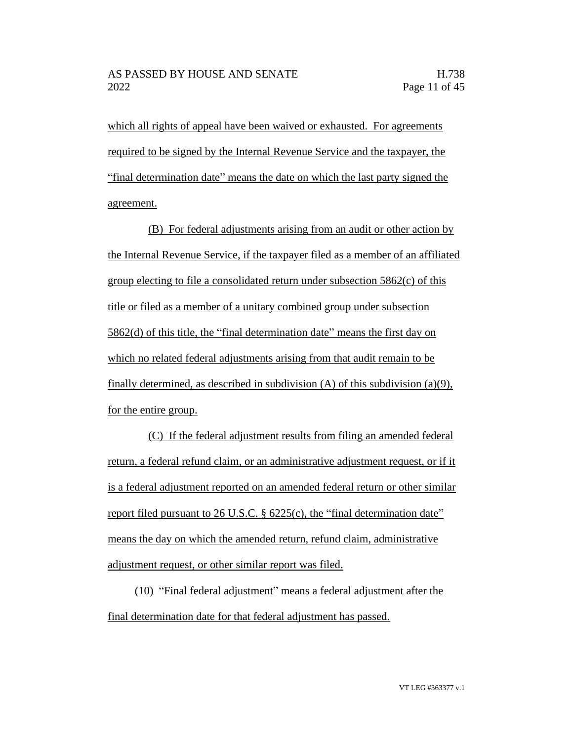which all rights of appeal have been waived or exhausted. For agreements required to be signed by the Internal Revenue Service and the taxpayer, the "final determination date" means the date on which the last party signed the agreement.

(B) For federal adjustments arising from an audit or other action by the Internal Revenue Service, if the taxpayer filed as a member of an affiliated group electing to file a consolidated return under subsection 5862(c) of this title or filed as a member of a unitary combined group under subsection 5862(d) of this title, the "final determination date" means the first day on which no related federal adjustments arising from that audit remain to be finally determined, as described in subdivision (A) of this subdivision (a)(9), for the entire group.

(C) If the federal adjustment results from filing an amended federal return, a federal refund claim, or an administrative adjustment request, or if it is a federal adjustment reported on an amended federal return or other similar report filed pursuant to 26 U.S.C. § 6225(c), the "final determination date" means the day on which the amended return, refund claim, administrative adjustment request, or other similar report was filed.

(10) "Final federal adjustment" means a federal adjustment after the final determination date for that federal adjustment has passed.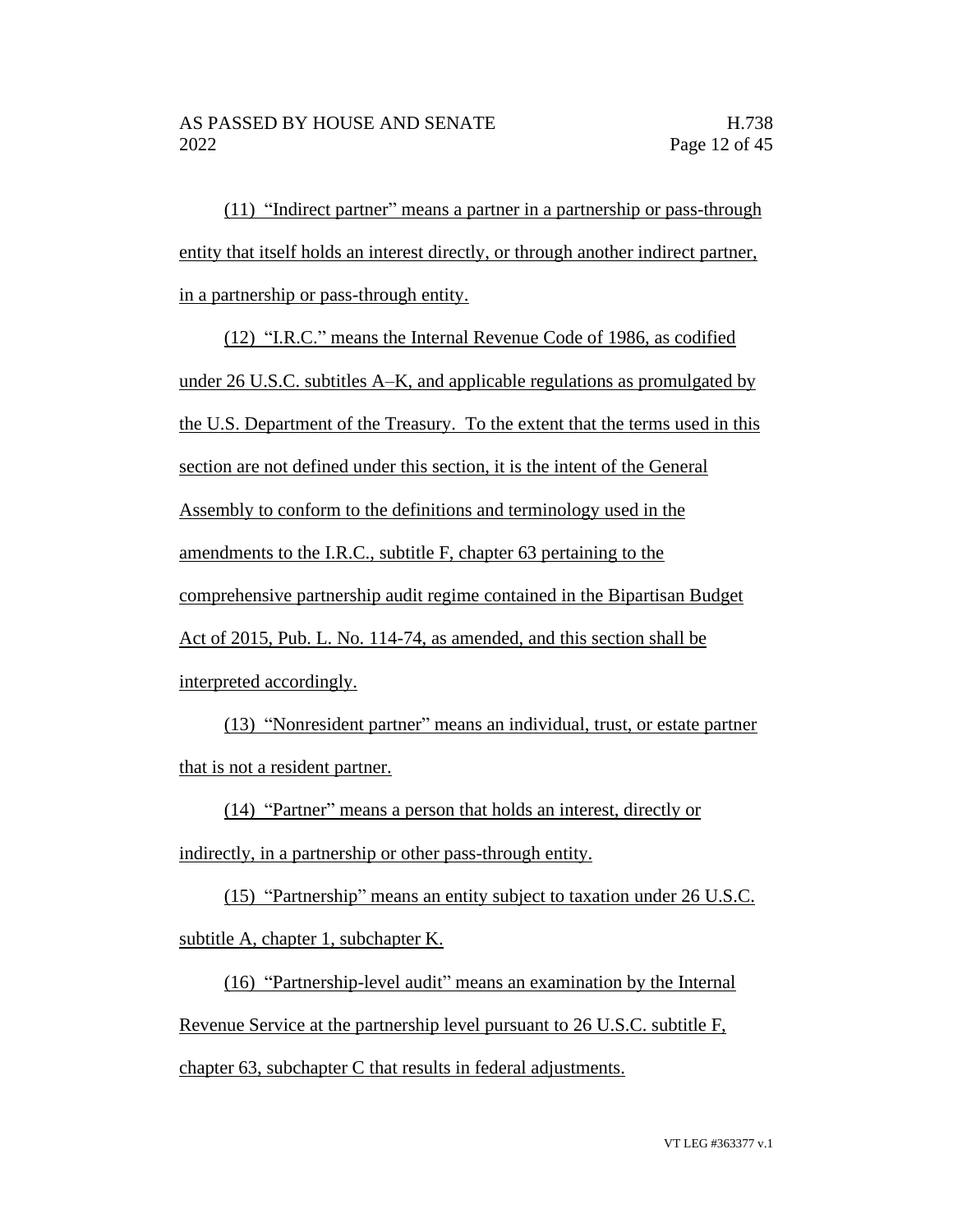(11) "Indirect partner" means a partner in a partnership or pass-through entity that itself holds an interest directly, or through another indirect partner, in a partnership or pass-through entity.

(12) "I.R.C." means the Internal Revenue Code of 1986, as codified under 26 U.S.C. subtitles A–K, and applicable regulations as promulgated by the U.S. Department of the Treasury. To the extent that the terms used in this section are not defined under this section, it is the intent of the General Assembly to conform to the definitions and terminology used in the amendments to the I.R.C., subtitle F, chapter 63 pertaining to the comprehensive partnership audit regime contained in the Bipartisan Budget Act of 2015, Pub. L. No. 114-74, as amended, and this section shall be interpreted accordingly.

(13) "Nonresident partner" means an individual, trust, or estate partner that is not a resident partner.

(14) "Partner" means a person that holds an interest, directly or indirectly, in a partnership or other pass-through entity.

(15) "Partnership" means an entity subject to taxation under 26 U.S.C. subtitle A, chapter 1, subchapter K.

(16) "Partnership-level audit" means an examination by the Internal Revenue Service at the partnership level pursuant to 26 U.S.C. subtitle F, chapter 63, subchapter C that results in federal adjustments.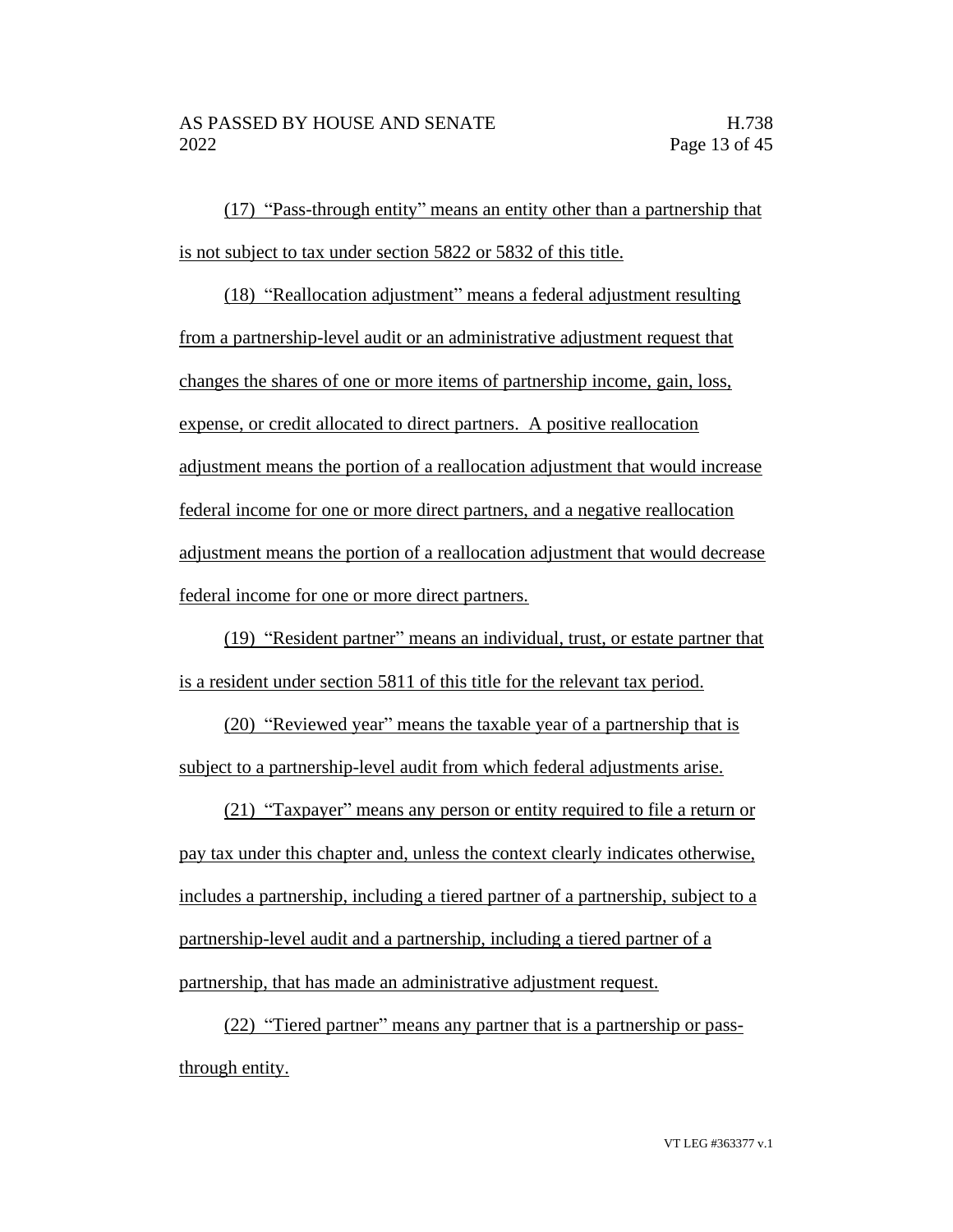(17) "Pass-through entity" means an entity other than a partnership that is not subject to tax under section 5822 or 5832 of this title.

(18) "Reallocation adjustment" means a federal adjustment resulting from a partnership-level audit or an administrative adjustment request that changes the shares of one or more items of partnership income, gain, loss, expense, or credit allocated to direct partners. A positive reallocation adjustment means the portion of a reallocation adjustment that would increase federal income for one or more direct partners, and a negative reallocation adjustment means the portion of a reallocation adjustment that would decrease federal income for one or more direct partners.

(19) "Resident partner" means an individual, trust, or estate partner that is a resident under section 5811 of this title for the relevant tax period.

(20) "Reviewed year" means the taxable year of a partnership that is subject to a partnership-level audit from which federal adjustments arise.

(21) "Taxpayer" means any person or entity required to file a return or pay tax under this chapter and, unless the context clearly indicates otherwise, includes a partnership, including a tiered partner of a partnership, subject to a partnership-level audit and a partnership, including a tiered partner of a partnership, that has made an administrative adjustment request.

(22) "Tiered partner" means any partner that is a partnership or pass-through entity.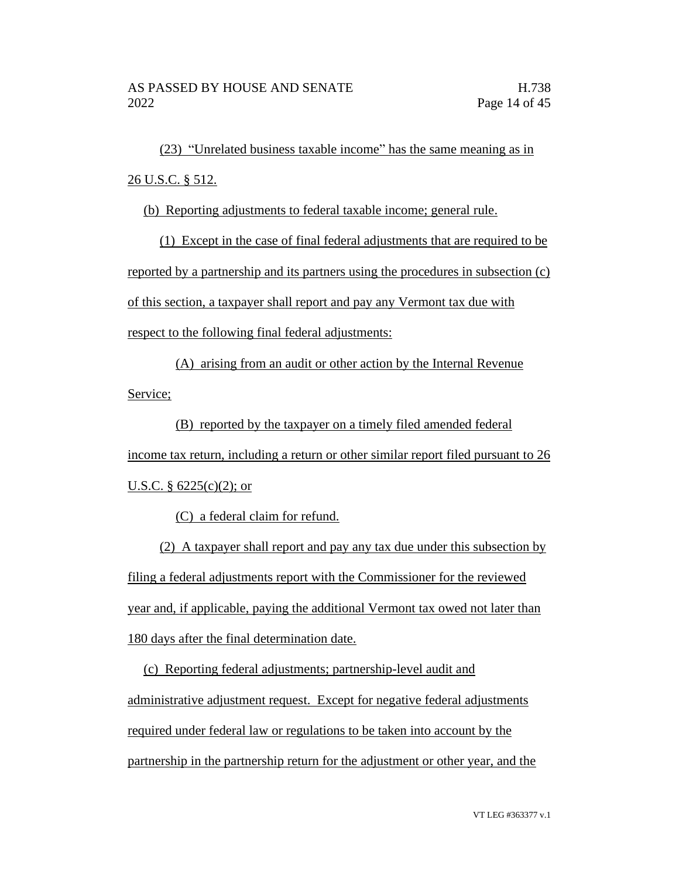(23) "Unrelated business taxable income" has the same meaning as in 26 U.S.C. § 512.

(b) Reporting adjustments to federal taxable income; general rule.

(1) Except in the case of final federal adjustments that are required to be reported by a partnership and its partners using the procedures in subsection (c) of this section, a taxpayer shall report and pay any Vermont tax due with respect to the following final federal adjustments:

(A) arising from an audit or other action by the Internal Revenue Service;

(B) reported by the taxpayer on a timely filed amended federal income tax return, including a return or other similar report filed pursuant to 26 U.S.C. § 6225(c)(2); or

(C) a federal claim for refund.

(2) A taxpayer shall report and pay any tax due under this subsection by filing a federal adjustments report with the Commissioner for the reviewed year and, if applicable, paying the additional Vermont tax owed not later than 180 days after the final determination date.

(c) Reporting federal adjustments; partnership-level audit and administrative adjustment request. Except for negative federal adjustments required under federal law or regulations to be taken into account by the partnership in the partnership return for the adjustment or other year, and the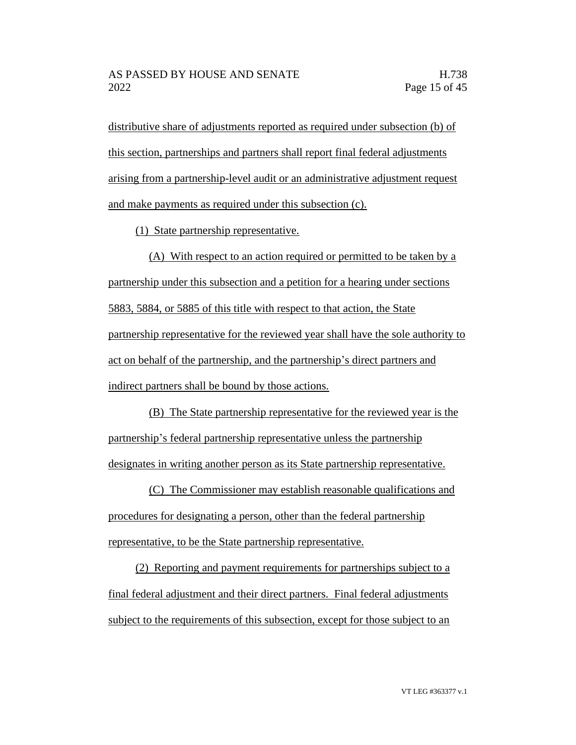distributive share of adjustments reported as required under subsection (b) of this section, partnerships and partners shall report final federal adjustments arising from a partnership-level audit or an administrative adjustment request and make payments as required under this subsection (c).

(1) State partnership representative.

(A) With respect to an action required or permitted to be taken by a partnership under this subsection and a petition for a hearing under sections 5883, 5884, or 5885 of this title with respect to that action, the State partnership representative for the reviewed year shall have the sole authority to act on behalf of the partnership, and the partnership's direct partners and indirect partners shall be bound by those actions.

(B) The State partnership representative for the reviewed year is the partnership's federal partnership representative unless the partnership designates in writing another person as its State partnership representative.

(C) The Commissioner may establish reasonable qualifications and procedures for designating a person, other than the federal partnership representative, to be the State partnership representative.

(2) Reporting and payment requirements for partnerships subject to a final federal adjustment and their direct partners. Final federal adjustments subject to the requirements of this subsection, except for those subject to an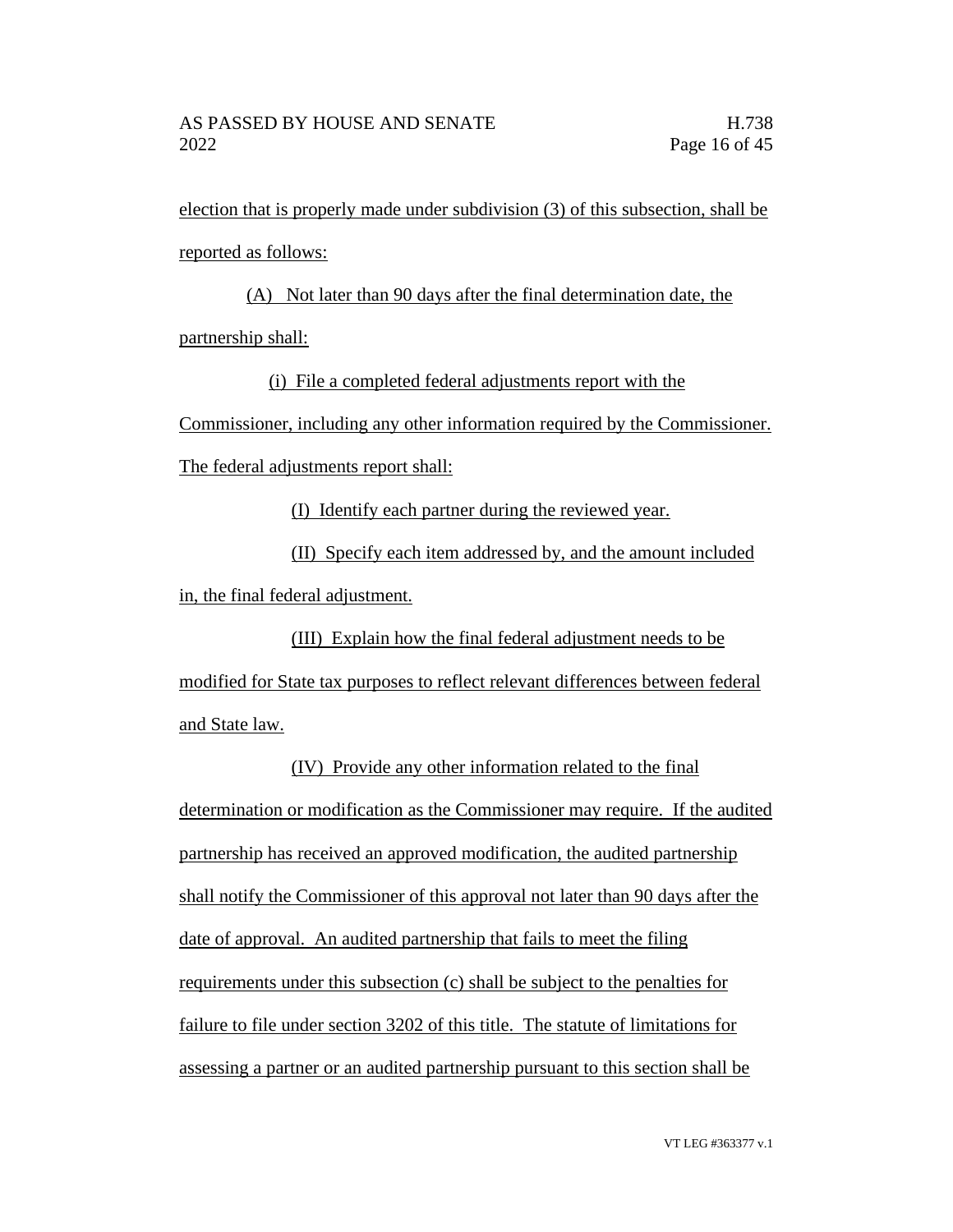election that is properly made under subdivision (3) of this subsection, shall be reported as follows:

(A) Not later than 90 days after the final determination date, the partnership shall:

(i) File a completed federal adjustments report with the Commissioner, including any other information required by the Commissioner. The federal adjustments report shall:

(I) Identify each partner during the reviewed year.

(II) Specify each item addressed by, and the amount included in, the final federal adjustment.

(III) Explain how the final federal adjustment needs to be modified for State tax purposes to reflect relevant differences between federal and State law.

(IV) Provide any other information related to the final determination or modification as the Commissioner may require. If the audited partnership has received an approved modification, the audited partnership shall notify the Commissioner of this approval not later than 90 days after the date of approval. An audited partnership that fails to meet the filing requirements under this subsection (c) shall be subject to the penalties for failure to file under section 3202 of this title. The statute of limitations for assessing a partner or an audited partnership pursuant to this section shall be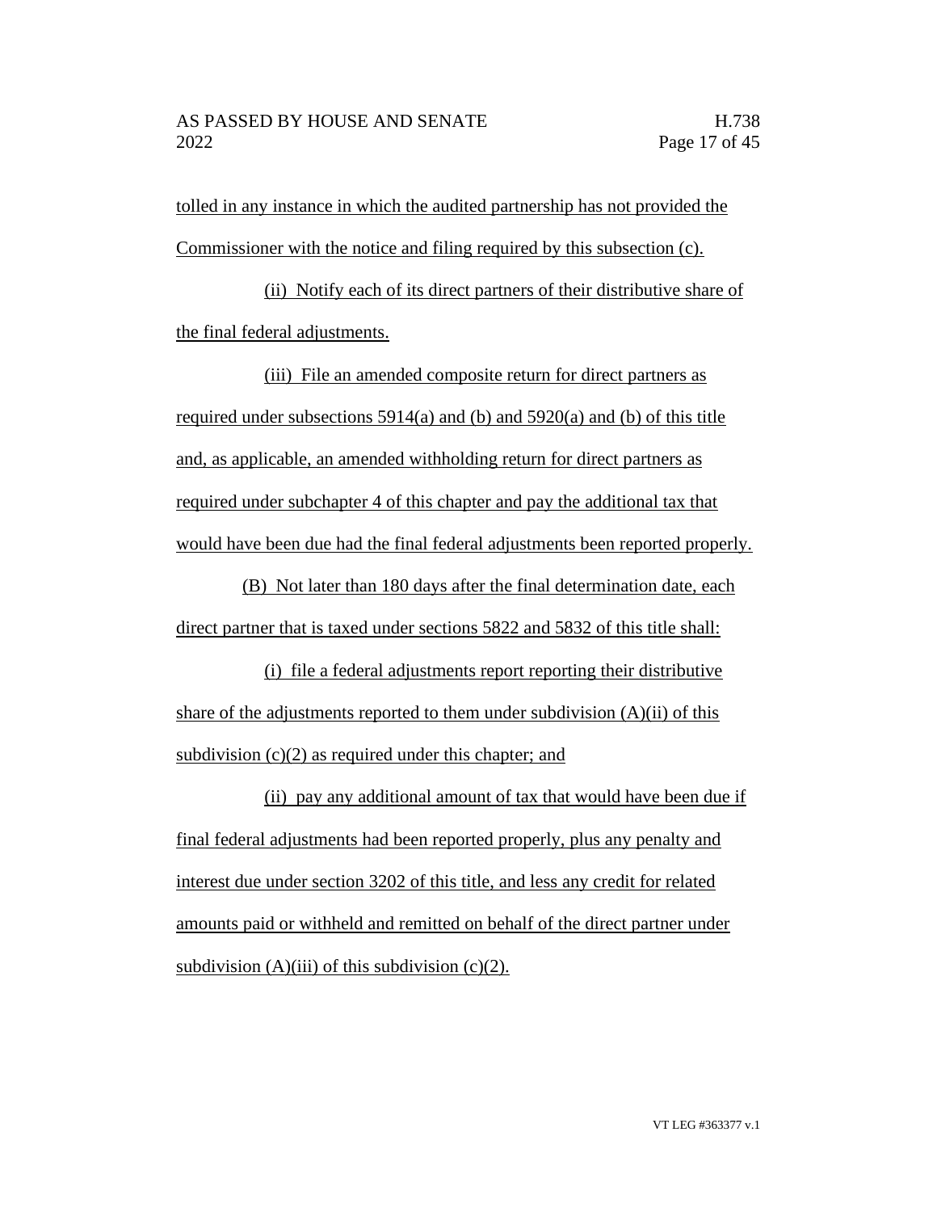tolled in any instance in which the audited partnership has not provided the Commissioner with the notice and filing required by this subsection (c).

(ii) Notify each of its direct partners of their distributive share of the final federal adjustments.

(iii) File an amended composite return for direct partners as required under subsections 5914(a) and (b) and 5920(a) and (b) of this title and, as applicable, an amended withholding return for direct partners as required under subchapter 4 of this chapter and pay the additional tax that would have been due had the final federal adjustments been reported properly.

(B) Not later than 180 days after the final determination date, each direct partner that is taxed under sections 5822 and 5832 of this title shall:

(i) file a federal adjustments report reporting their distributive share of the adjustments reported to them under subdivision (A)(ii) of this subdivision (c)(2) as required under this chapter; and

(ii) pay any additional amount of tax that would have been due if final federal adjustments had been reported properly, plus any penalty and interest due under section 3202 of this title, and less any credit for related amounts paid or withheld and remitted on behalf of the direct partner under subdivision (A)(iii) of this subdivision (c)(2).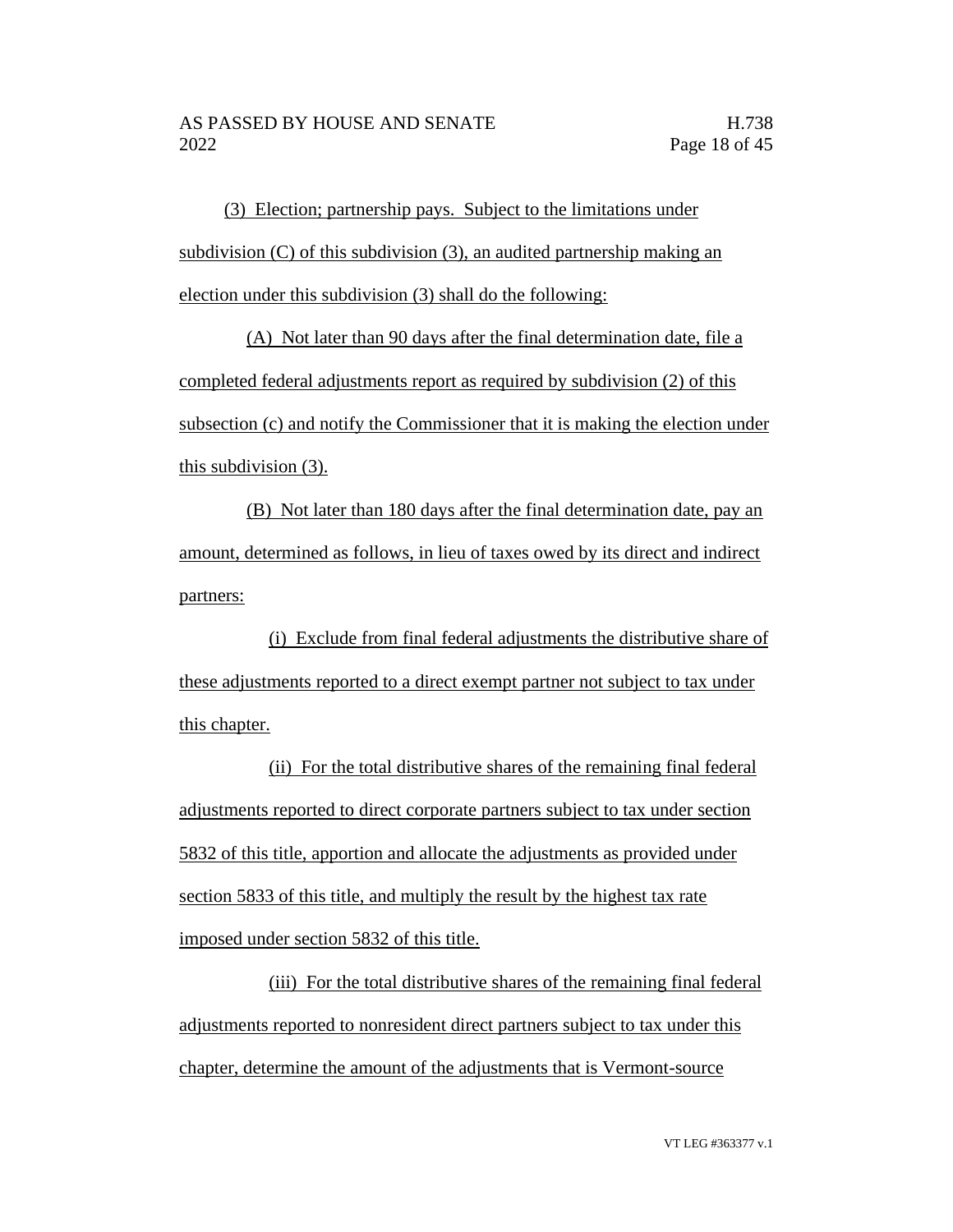(3) Election; partnership pays. Subject to the limitations under subdivision (C) of this subdivision (3), an audited partnership making an election under this subdivision (3) shall do the following:

(A) Not later than 90 days after the final determination date, file a completed federal adjustments report as required by subdivision (2) of this subsection (c) and notify the Commissioner that it is making the election under this subdivision (3).

(B) Not later than 180 days after the final determination date, pay an amount, determined as follows, in lieu of taxes owed by its direct and indirect partners:

(i) Exclude from final federal adjustments the distributive share of these adjustments reported to a direct exempt partner not subject to tax under this chapter.

(ii) For the total distributive shares of the remaining final federal adjustments reported to direct corporate partners subject to tax under section 5832 of this title, apportion and allocate the adjustments as provided under section 5833 of this title, and multiply the result by the highest tax rate imposed under section 5832 of this title.

(iii) For the total distributive shares of the remaining final federal adjustments reported to nonresident direct partners subject to tax under this chapter, determine the amount of the adjustments that is Vermont-source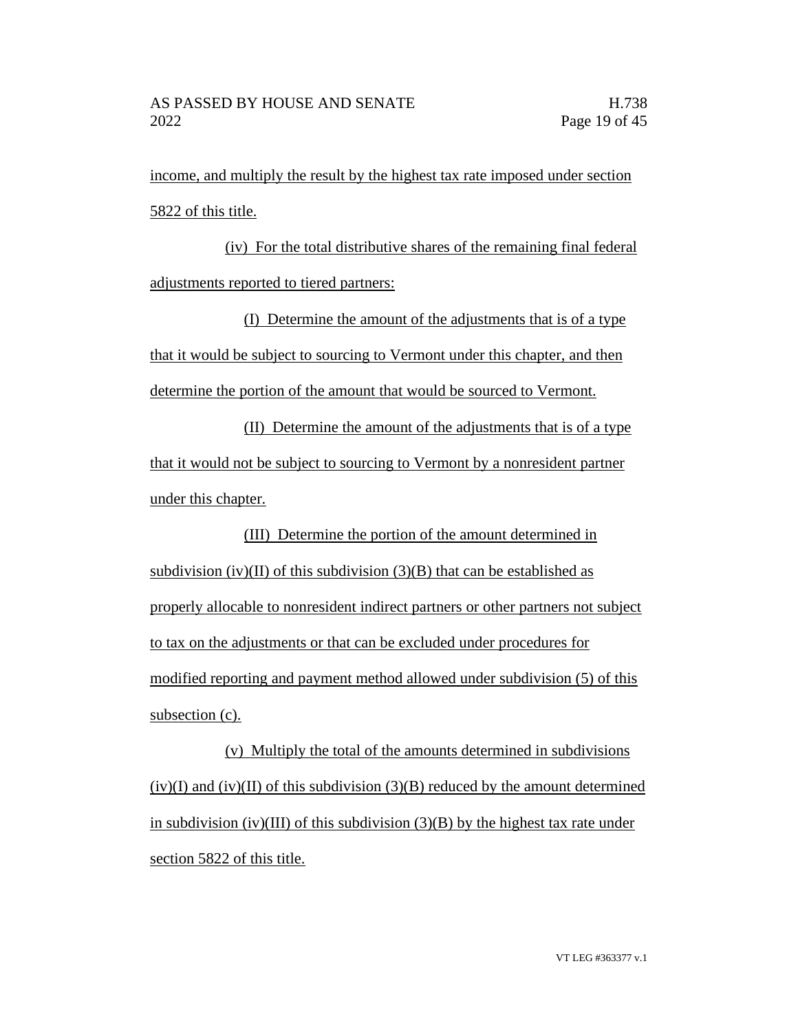income, and multiply the result by the highest tax rate imposed under section 5822 of this title.

(iv) For the total distributive shares of the remaining final federal adjustments reported to tiered partners:

(I) Determine the amount of the adjustments that is of a type that it would be subject to sourcing to Vermont under this chapter, and then determine the portion of the amount that would be sourced to Vermont.

(II) Determine the amount of the adjustments that is of a type that it would not be subject to sourcing to Vermont by a nonresident partner under this chapter.

(III) Determine the portion of the amount determined in subdivision (iv)(II) of this subdivision (3)(B) that can be established as properly allocable to nonresident indirect partners or other partners not subject to tax on the adjustments or that can be excluded under procedures for modified reporting and payment method allowed under subdivision (5) of this subsection (c).

(v) Multiply the total of the amounts determined in subdivisions (iv)(I) and (iv)(II) of this subdivision (3)(B) reduced by the amount determined in subdivision (iv)(III) of this subdivision (3)(B) by the highest tax rate under section 5822 of this title.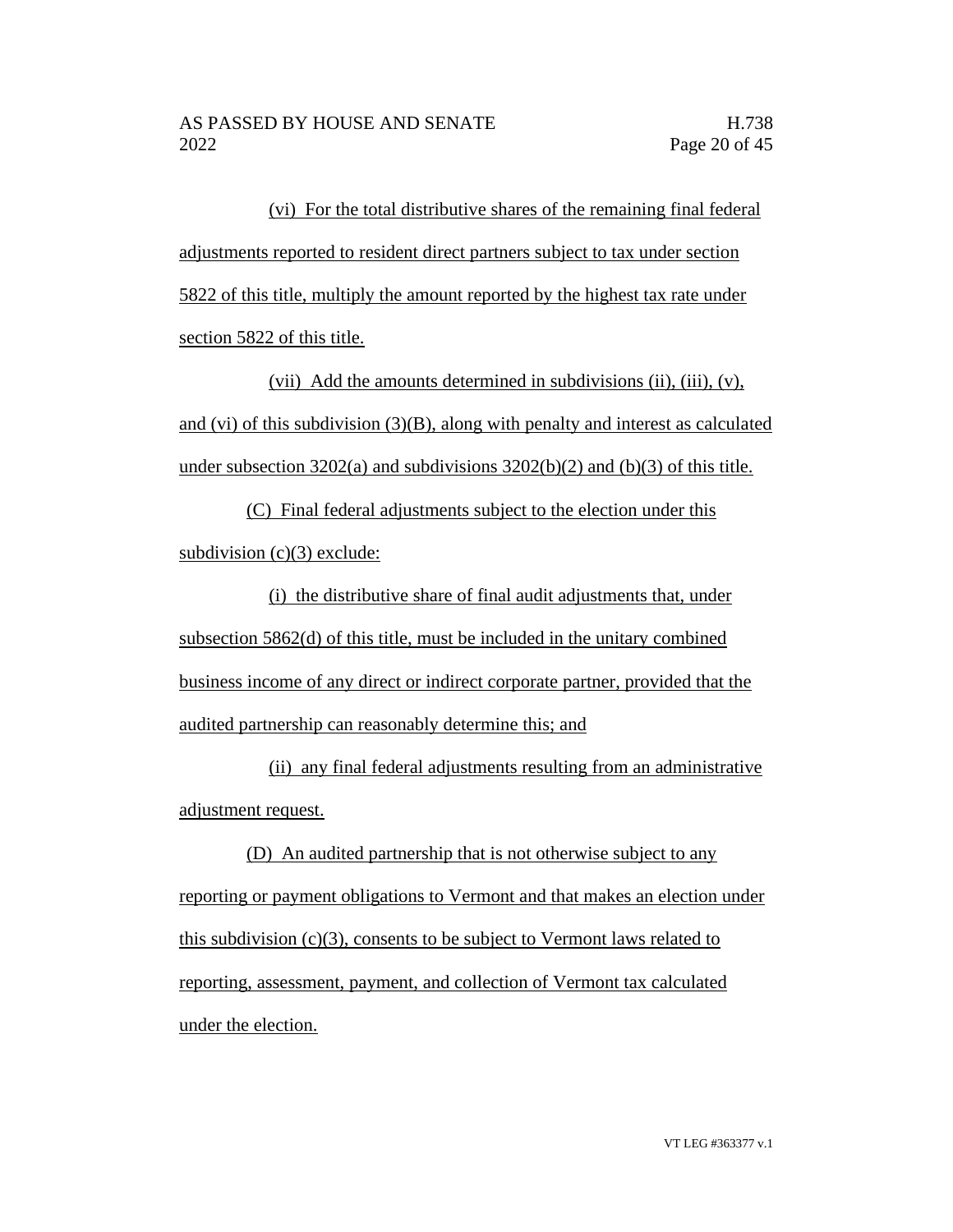(vi) For the total distributive shares of the remaining final federal adjustments reported to resident direct partners subject to tax under section 5822 of this title, multiply the amount reported by the highest tax rate under section 5822 of this title.

(vii) Add the amounts determined in subdivisions (ii), (iii), (v), and (vi) of this subdivision (3)(B), along with penalty and interest as calculated under subsection 3202(a) and subdivisions 3202(b)(2) and (b)(3) of this title.

(C) Final federal adjustments subject to the election under this subdivision (c)(3) exclude:

(i) the distributive share of final audit adjustments that, under subsection 5862(d) of this title, must be included in the unitary combined business income of any direct or indirect corporate partner, provided that the audited partnership can reasonably determine this; and

(ii) any final federal adjustments resulting from an administrative adjustment request.

(D) An audited partnership that is not otherwise subject to any reporting or payment obligations to Vermont and that makes an election under this subdivision (c)(3), consents to be subject to Vermont laws related to reporting, assessment, payment, and collection of Vermont tax calculated under the election.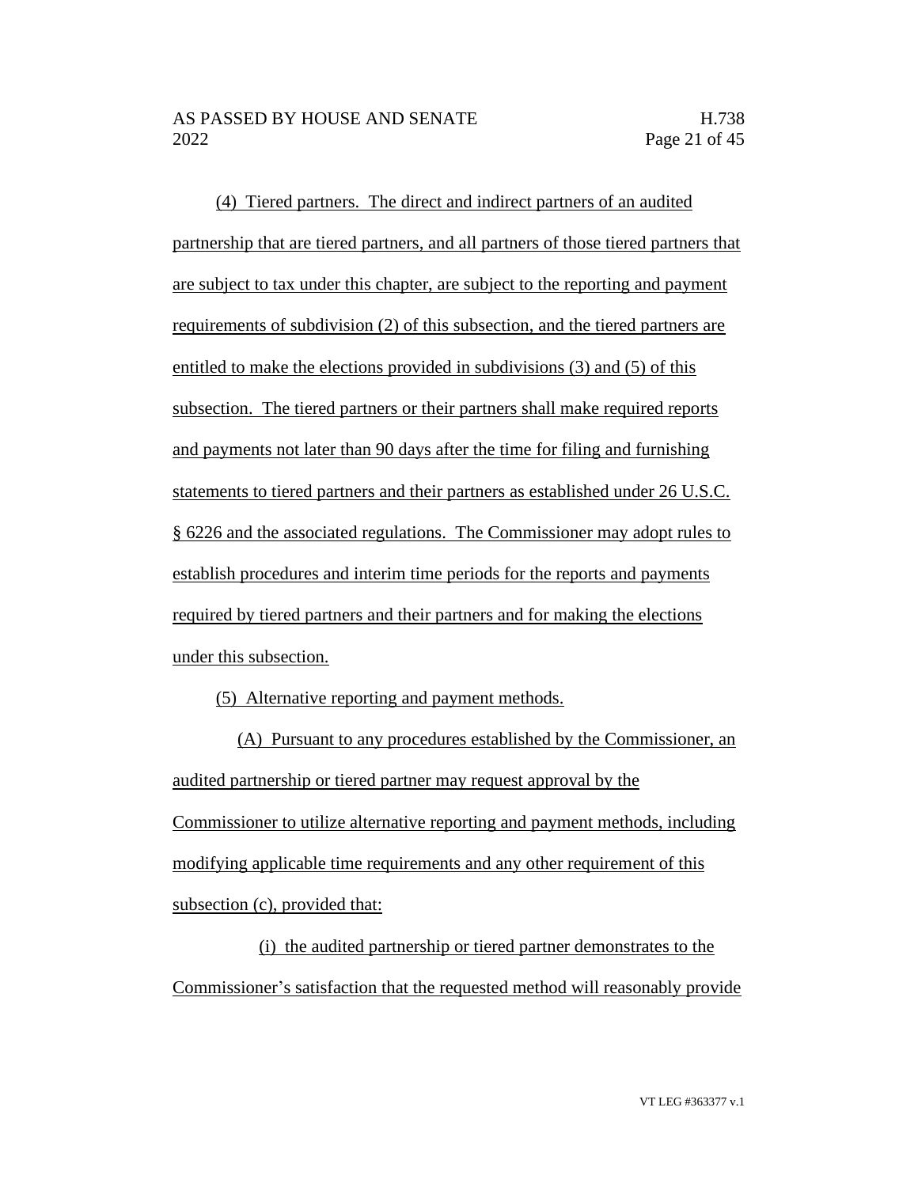(4) Tiered partners. The direct and indirect partners of an audited partnership that are tiered partners, and all partners of those tiered partners that are subject to tax under this chapter, are subject to the reporting and payment requirements of subdivision (2) of this subsection, and the tiered partners are entitled to make the elections provided in subdivisions (3) and (5) of this subsection. The tiered partners or their partners shall make required reports and payments not later than 90 days after the time for filing and furnishing statements to tiered partners and their partners as established under 26 U.S.C. § 6226 and the associated regulations. The Commissioner may adopt rules to establish procedures and interim time periods for the reports and payments required by tiered partners and their partners and for making the elections under this subsection.

(5) Alternative reporting and payment methods.

(A) Pursuant to any procedures established by the Commissioner, an audited partnership or tiered partner may request approval by the Commissioner to utilize alternative reporting and payment methods, including modifying applicable time requirements and any other requirement of this subsection (c), provided that:

(i) the audited partnership or tiered partner demonstrates to the Commissioner's satisfaction that the requested method will reasonably provide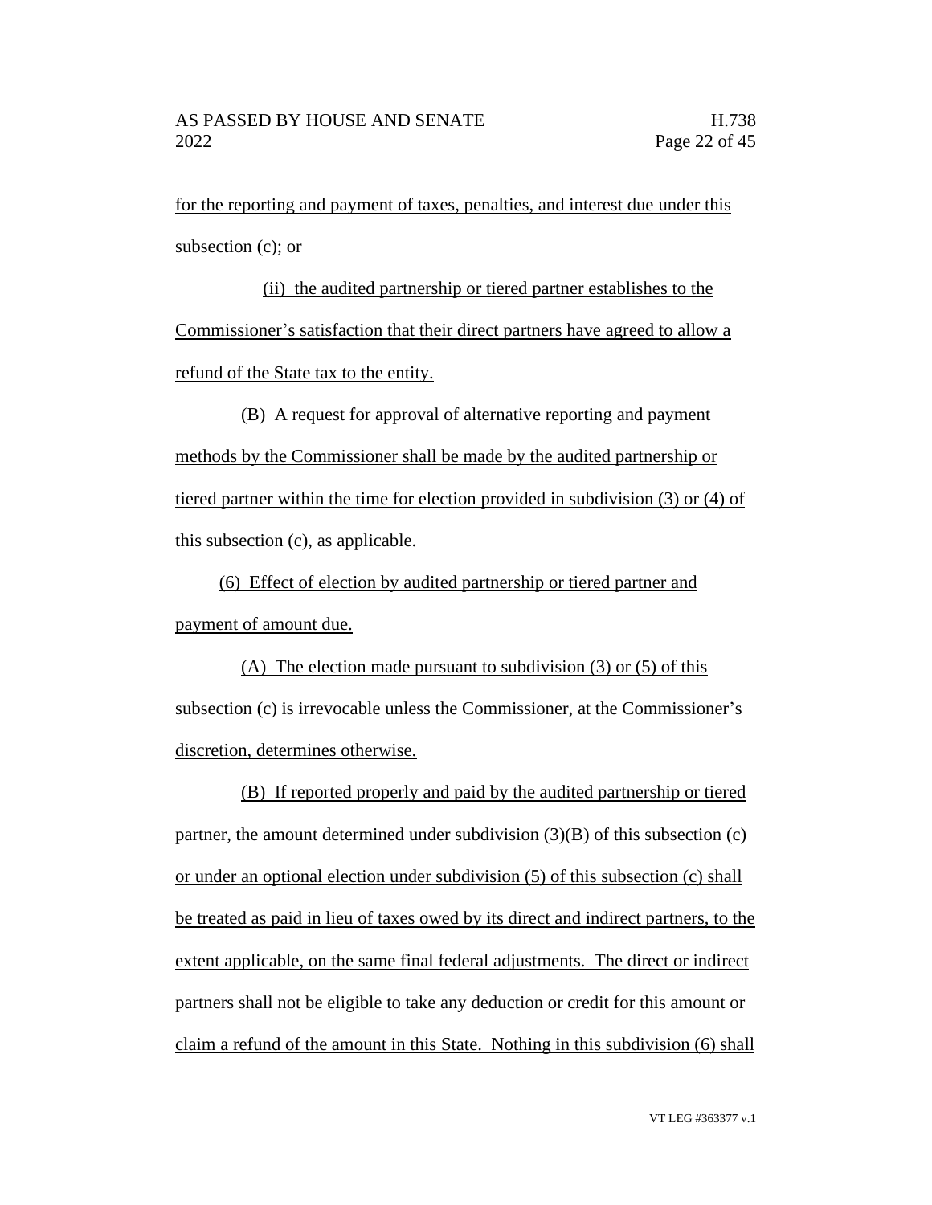for the reporting and payment of taxes, penalties, and interest due under this subsection (c); or

(ii) the audited partnership or tiered partner establishes to the Commissioner's satisfaction that their direct partners have agreed to allow a refund of the State tax to the entity.

(B) A request for approval of alternative reporting and payment methods by the Commissioner shall be made by the audited partnership or tiered partner within the time for election provided in subdivision (3) or (4) of this subsection (c), as applicable.

(6) Effect of election by audited partnership or tiered partner and payment of amount due.

(A) The election made pursuant to subdivision (3) or (5) of this subsection (c) is irrevocable unless the Commissioner, at the Commissioner's discretion, determines otherwise.

(B) If reported properly and paid by the audited partnership or tiered partner, the amount determined under subdivision (3)(B) of this subsection (c) or under an optional election under subdivision (5) of this subsection (c) shall be treated as paid in lieu of taxes owed by its direct and indirect partners, to the extent applicable, on the same final federal adjustments. The direct or indirect partners shall not be eligible to take any deduction or credit for this amount or claim a refund of the amount in this State. Nothing in this subdivision (6) shall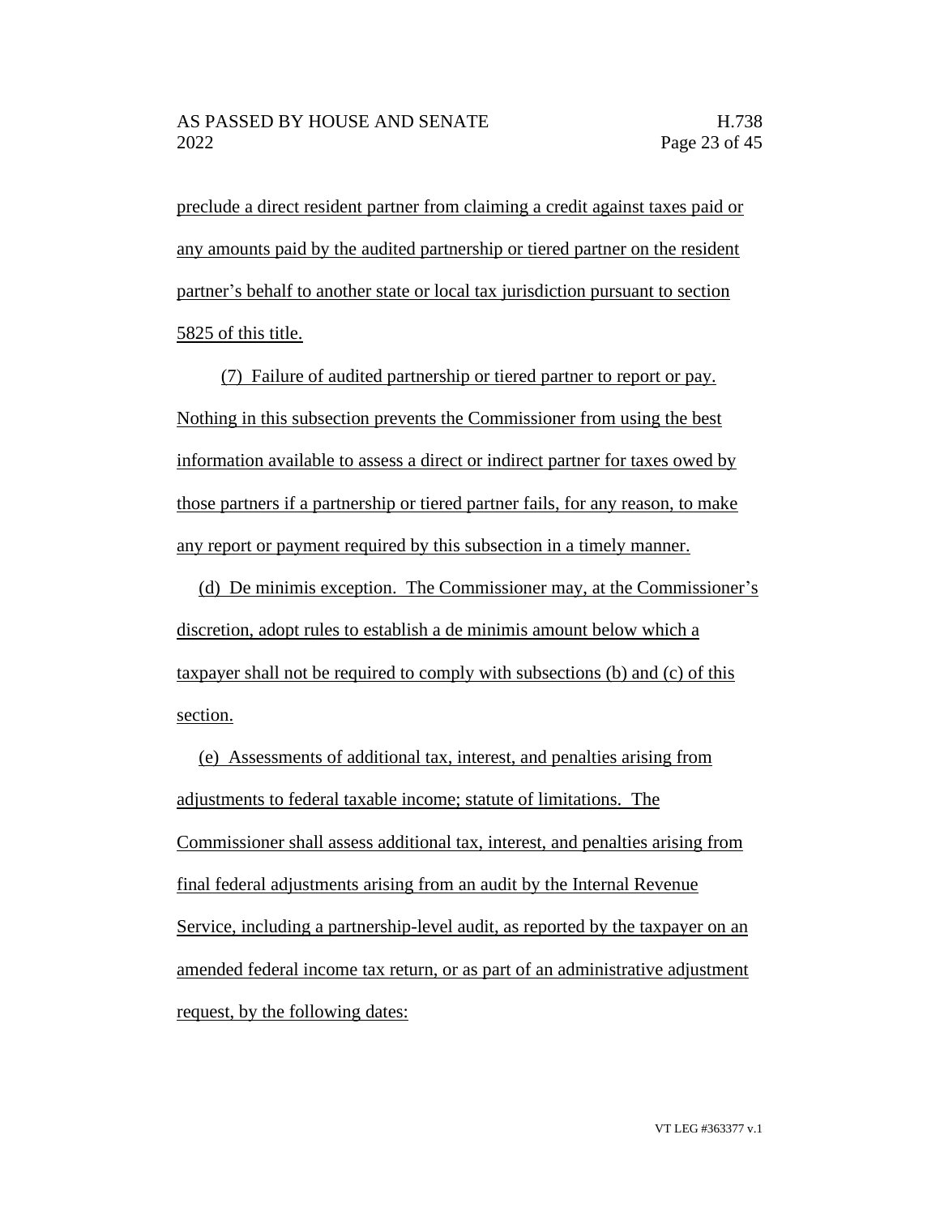preclude a direct resident partner from claiming a credit against taxes paid or any amounts paid by the audited partnership or tiered partner on the resident partner's behalf to another state or local tax jurisdiction pursuant to section 5825 of this title.

(7) Failure of audited partnership or tiered partner to report or pay. Nothing in this subsection prevents the Commissioner from using the best information available to assess a direct or indirect partner for taxes owed by those partners if a partnership or tiered partner fails, for any reason, to make any report or payment required by this subsection in a timely manner.

(d) De minimis exception. The Commissioner may, at the Commissioner's discretion, adopt rules to establish a de minimis amount below which a taxpayer shall not be required to comply with subsections (b) and (c) of this section.

(e) Assessments of additional tax, interest, and penalties arising from adjustments to federal taxable income; statute of limitations. The Commissioner shall assess additional tax, interest, and penalties arising from final federal adjustments arising from an audit by the Internal Revenue Service, including a partnership-level audit, as reported by the taxpayer on an amended federal income tax return, or as part of an administrative adjustment request, by the following dates: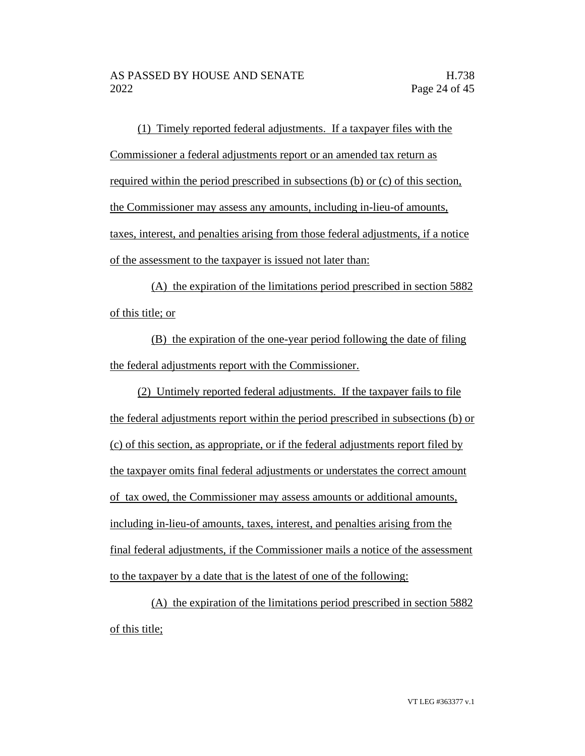(1) Timely reported federal adjustments. If a taxpayer files with the Commissioner a federal adjustments report or an amended tax return as required within the period prescribed in subsections (b) or (c) of this section, the Commissioner may assess any amounts, including in-lieu-of amounts, taxes, interest, and penalties arising from those federal adjustments, if a notice of the assessment to the taxpayer is issued not later than:

(A) the expiration of the limitations period prescribed in section 5882 of this title; or

(B) the expiration of the one-year period following the date of filing the federal adjustments report with the Commissioner.

(2) Untimely reported federal adjustments. If the taxpayer fails to file the federal adjustments report within the period prescribed in subsections (b) or (c) of this section, as appropriate, or if the federal adjustments report filed by the taxpayer omits final federal adjustments or understates the correct amount of tax owed, the Commissioner may assess amounts or additional amounts, including in-lieu-of amounts, taxes, interest, and penalties arising from the final federal adjustments, if the Commissioner mails a notice of the assessment to the taxpayer by a date that is the latest of one of the following:

(A) the expiration of the limitations period prescribed in section 5882 of this title;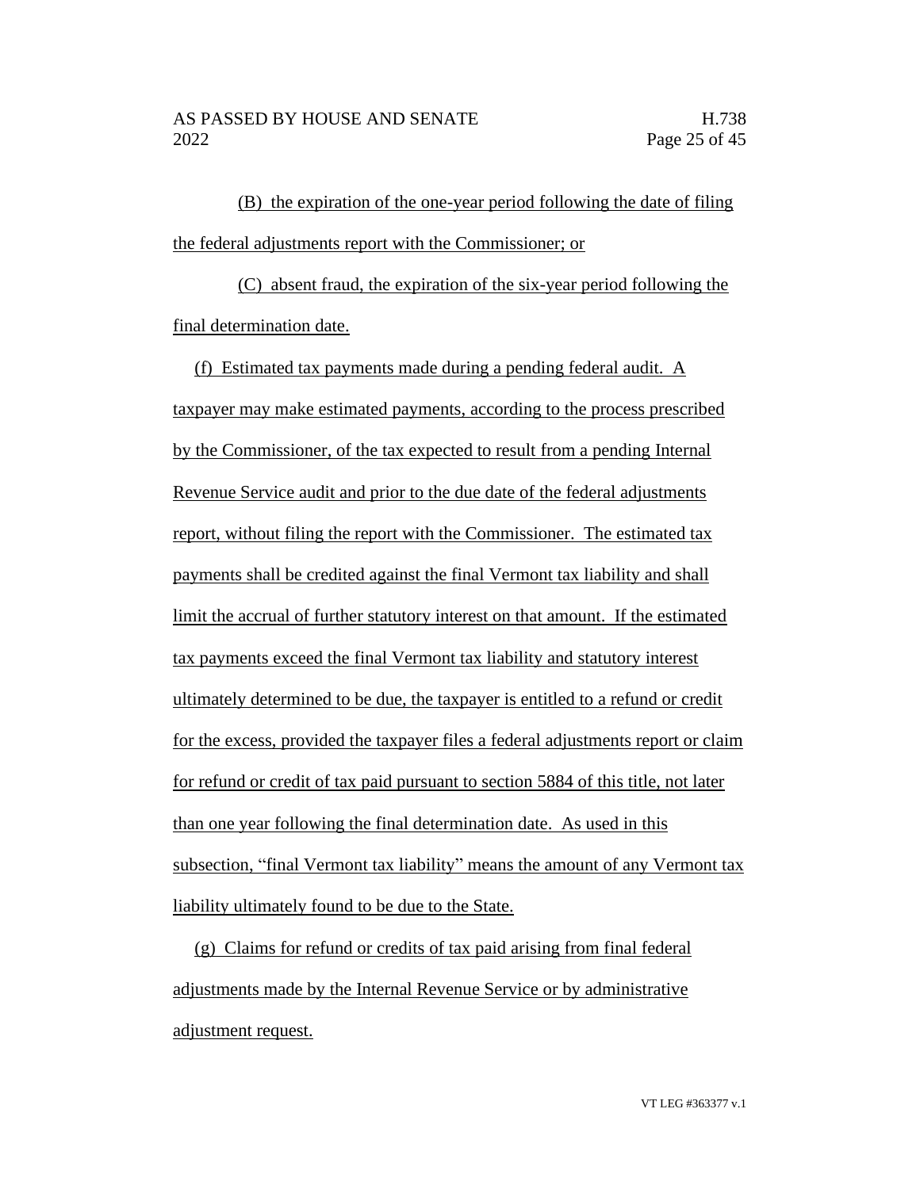(B) the expiration of the one-year period following the date of filing the federal adjustments report with the Commissioner; or

(C) absent fraud, the expiration of the six-year period following the final determination date.

(f) Estimated tax payments made during a pending federal audit. A taxpayer may make estimated payments, according to the process prescribed by the Commissioner, of the tax expected to result from a pending Internal Revenue Service audit and prior to the due date of the federal adjustments report, without filing the report with the Commissioner. The estimated tax payments shall be credited against the final Vermont tax liability and shall limit the accrual of further statutory interest on that amount. If the estimated tax payments exceed the final Vermont tax liability and statutory interest ultimately determined to be due, the taxpayer is entitled to a refund or credit for the excess, provided the taxpayer files a federal adjustments report or claim for refund or credit of tax paid pursuant to section 5884 of this title, not later than one year following the final determination date. As used in this subsection, "final Vermont tax liability" means the amount of any Vermont tax liability ultimately found to be due to the State.

(g) Claims for refund or credits of tax paid arising from final federal adjustments made by the Internal Revenue Service or by administrative adjustment request.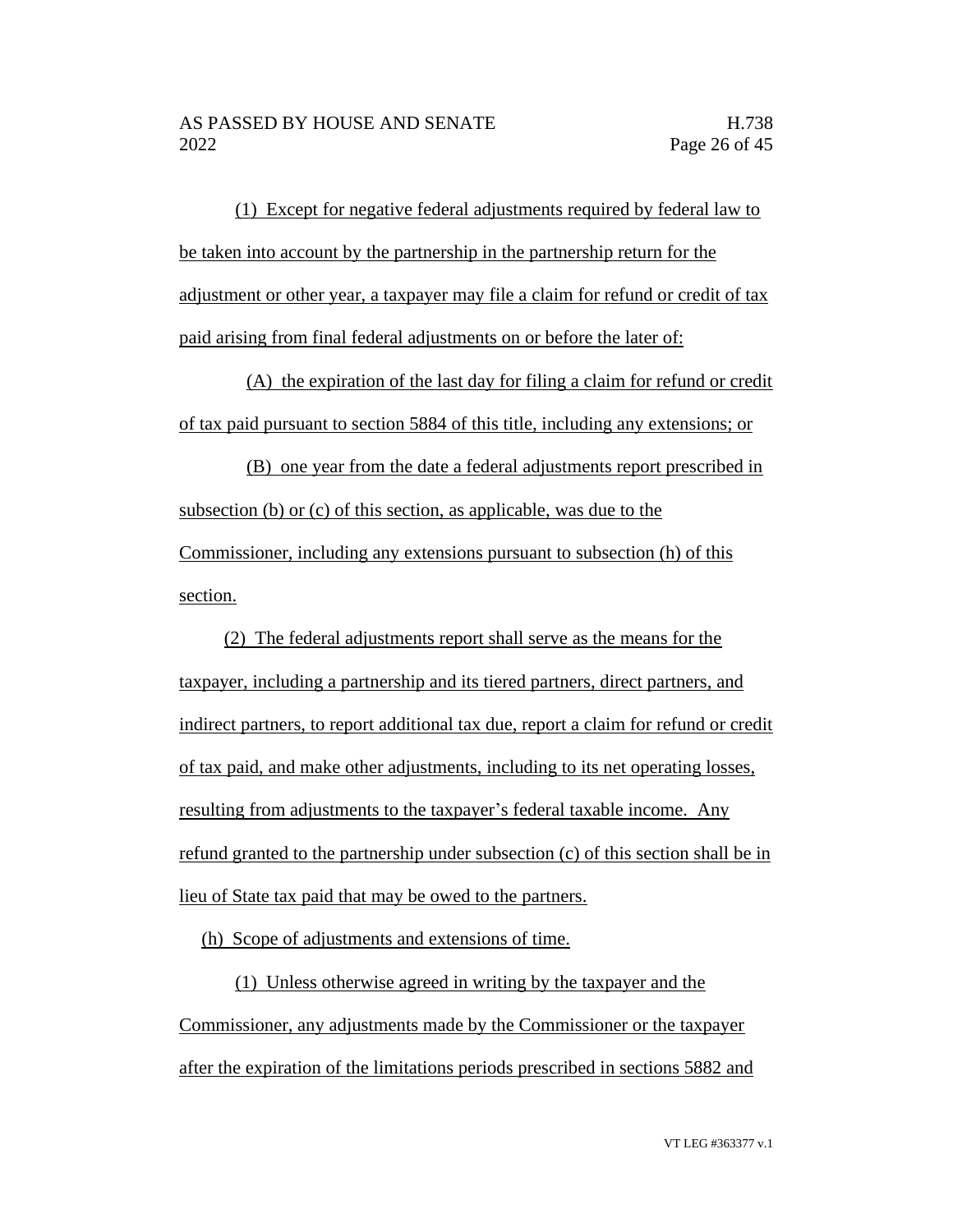(1) Except for negative federal adjustments required by federal law to be taken into account by the partnership in the partnership return for the adjustment or other year, a taxpayer may file a claim for refund or credit of tax paid arising from final federal adjustments on or before the later of:

(A) the expiration of the last day for filing a claim for refund or credit of tax paid pursuant to section 5884 of this title, including any extensions; or

(B) one year from the date a federal adjustments report prescribed in subsection (b) or (c) of this section, as applicable, was due to the Commissioner, including any extensions pursuant to subsection (h) of this section.

(2) The federal adjustments report shall serve as the means for the taxpayer, including a partnership and its tiered partners, direct partners, and indirect partners, to report additional tax due, report a claim for refund or credit of tax paid, and make other adjustments, including to its net operating losses, resulting from adjustments to the taxpayer's federal taxable income. Any refund granted to the partnership under subsection (c) of this section shall be in lieu of State tax paid that may be owed to the partners.

(h) Scope of adjustments and extensions of time.

(1) Unless otherwise agreed in writing by the taxpayer and the Commissioner, any adjustments made by the Commissioner or the taxpayer after the expiration of the limitations periods prescribed in sections 5882 and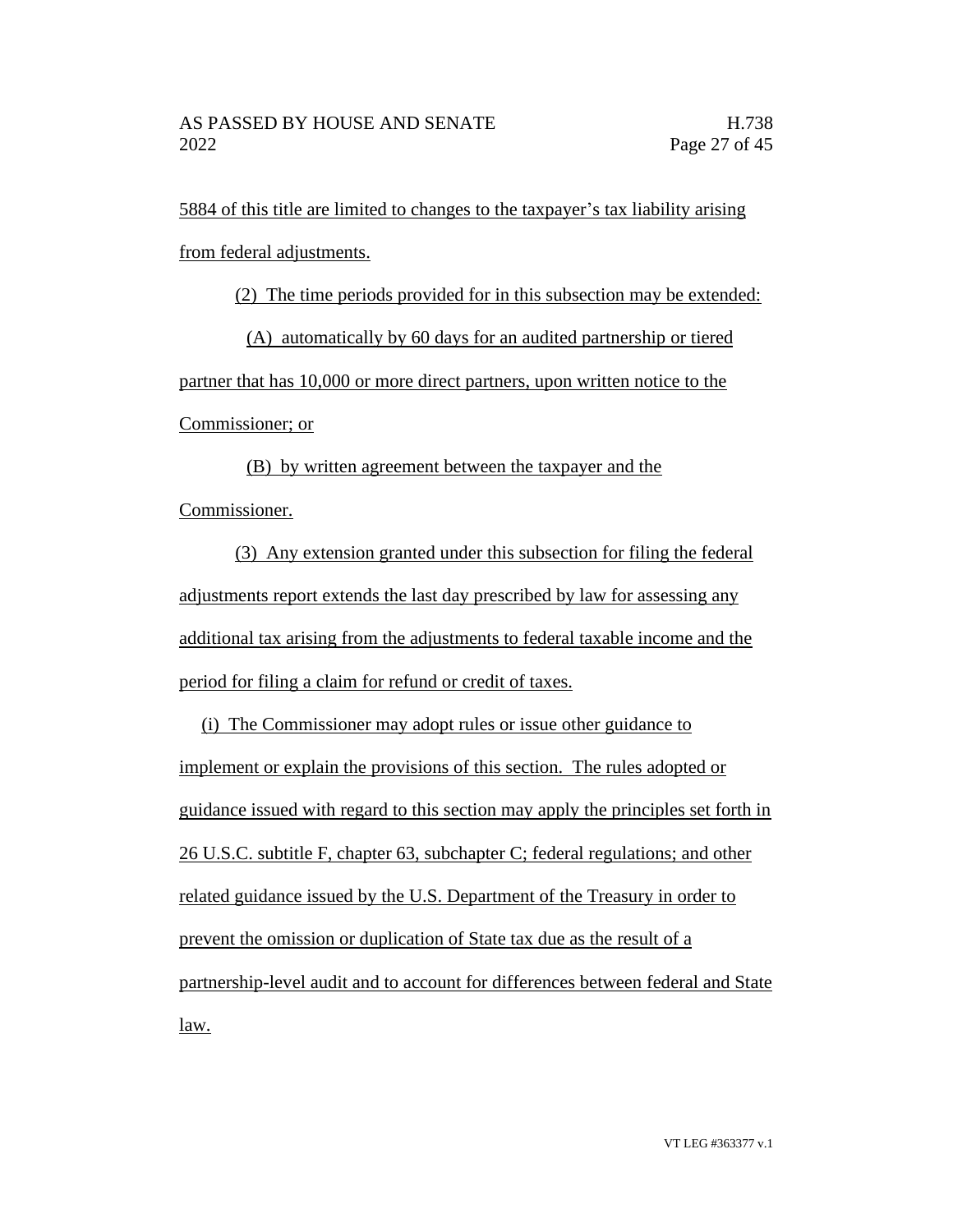5884 of this title are limited to changes to the taxpayer's tax liability arising from federal adjustments.

(2) The time periods provided for in this subsection may be extended:

(A) automatically by 60 days for an audited partnership or tiered partner that has 10,000 or more direct partners, upon written notice to the Commissioner; or

(B) by written agreement between the taxpayer and the Commissioner.

(3) Any extension granted under this subsection for filing the federal adjustments report extends the last day prescribed by law for assessing any additional tax arising from the adjustments to federal taxable income and the period for filing a claim for refund or credit of taxes.

(i) The Commissioner may adopt rules or issue other guidance to implement or explain the provisions of this section. The rules adopted or guidance issued with regard to this section may apply the principles set forth in 26 U.S.C. subtitle F, chapter 63, subchapter C; federal regulations; and other related guidance issued by the U.S. Department of the Treasury in order to prevent the omission or duplication of State tax due as the result of a partnership-level audit and to account for differences between federal and State law.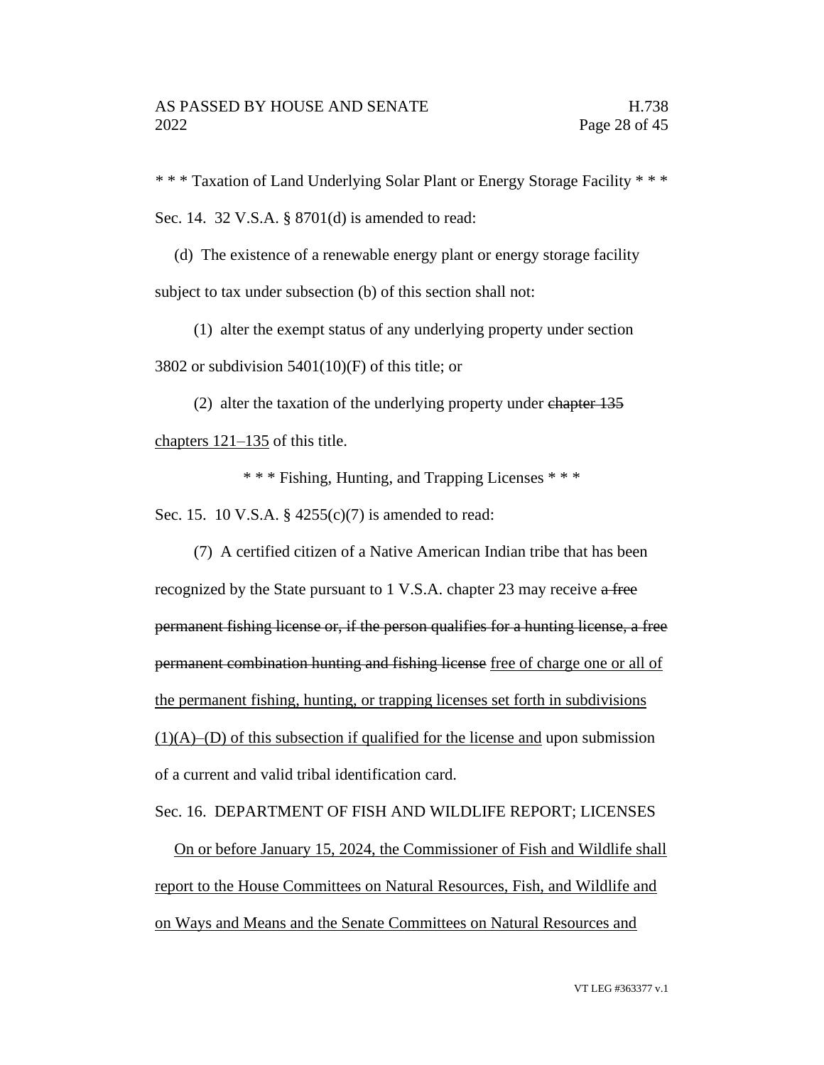\* \* \* Taxation of Land Underlying Solar Plant or Energy Storage Facility \* \* \*

Sec. 14. 32 V.S.A. § 8701(d) is amended to read:

(d) The existence of a renewable energy plant or energy storage facility subject to tax under subsection (b) of this section shall not:

(1) alter the exempt status of any underlying property under section 3802 or subdivision 5401(10)(F) of this title; or

(2) alter the taxation of the underlying property under ~~chapter 135~~ <u>chapters 121–135</u> of this title.

\* \* \* Fishing, Hunting, and Trapping Licenses \* \* \*

Sec. 15. 10 V.S.A. § 4255(c)(7) is amended to read:

(7) A certified citizen of a Native American Indian tribe that has been recognized by the State pursuant to 1 V.S.A. chapter 23 may receive ~~a free permanent fishing license or, if the person qualifies for a hunting license, a free permanent combination hunting and fishing license~~ <u>free of charge one or all of the permanent fishing, hunting, or trapping licenses set forth in subdivisions (1)(A)–(D) of this subsection if qualified for the license and</u> upon submission of a current and valid tribal identification card.

Sec. 16. DEPARTMENT OF FISH AND WILDLIFE REPORT; LICENSES

<u>On or before January 15, 2024, the Commissioner of Fish and Wildlife shall report to the House Committees on Natural Resources, Fish, and Wildlife and on Ways and Means and the Senate Committees on Natural Resources and</u>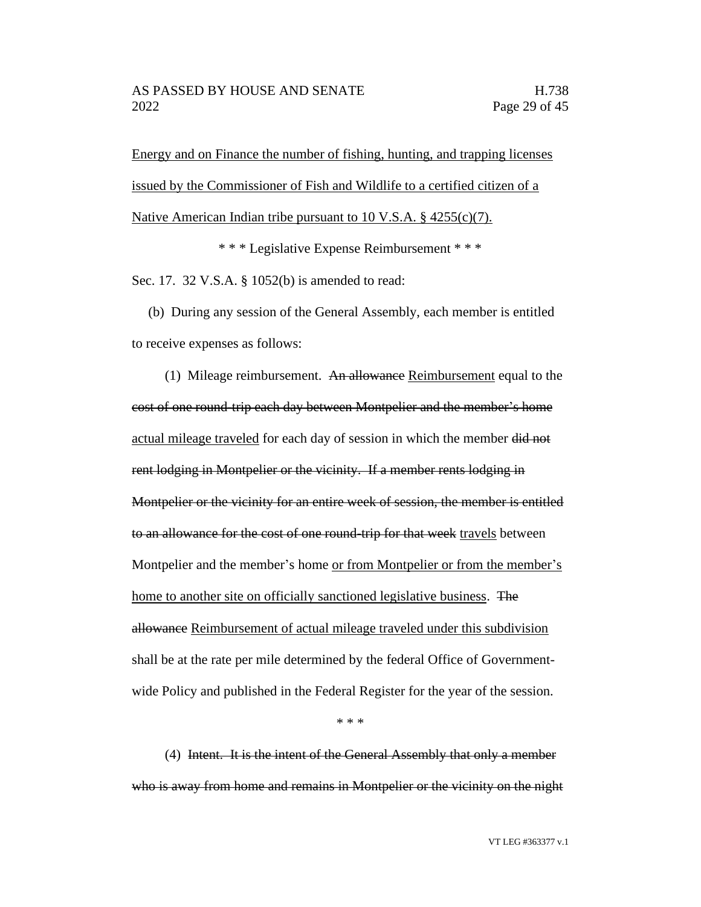Energy and on Finance the number of fishing, hunting, and trapping licenses issued by the Commissioner of Fish and Wildlife to a certified citizen of a Native American Indian tribe pursuant to 10 V.S.A. § 4255(c)(7).

\* \* \* Legislative Expense Reimbursement \* \* \*

Sec. 17. 32 V.S.A. § 1052(b) is amended to read:

(b) During any session of the General Assembly, each member is entitled to receive expenses as follows:

(1) Mileage reimbursement. ~~An allowance~~ <u>Reimbursement</u> equal to the ~~cost of one round-trip each day between Montpelier and the member's home~~ <u>actual mileage traveled</u> for each day of session in which the member ~~did not rent lodging in Montpelier or the vicinity. If a member rents lodging in Montpelier or the vicinity for an entire week of session, the member is entitled to an allowance for the cost of one round-trip for that week~~ <u>travels</u> between Montpelier and the member's home <u>or from Montpelier or from the member's home to another site on officially sanctioned legislative business</u>. ~~The allowance~~ <u>Reimbursement of actual mileage traveled under this subdivision</u> shall be at the rate per mile determined by the federal Office of Government-wide Policy and published in the Federal Register for the year of the session.

\* \* \*

(4) ~~Intent. It is the intent of the General Assembly that only a member who is away from home and remains in Montpelier or the vicinity on the night~~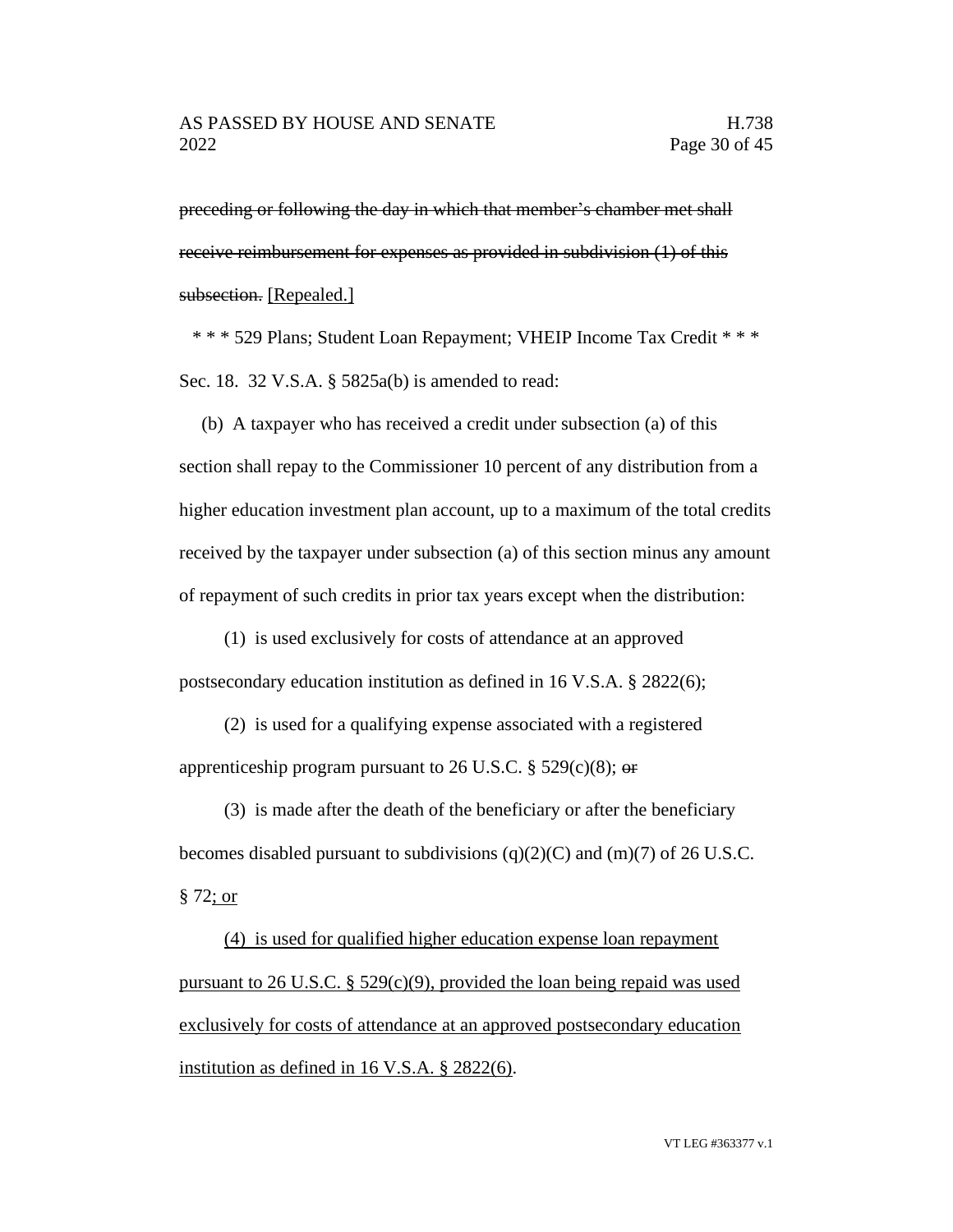~~preceding or following the day in which that member's chamber met shall receive reimbursement for expenses as provided in subdivision (1) of this subsection.~~ <u>[Repealed.]</u>

\* \* \* 529 Plans; Student Loan Repayment; VHEIP Income Tax Credit \* \* \*

Sec. 18. 32 V.S.A. § 5825a(b) is amended to read:

(b) A taxpayer who has received a credit under subsection (a) of this section shall repay to the Commissioner 10 percent of any distribution from a higher education investment plan account, up to a maximum of the total credits received by the taxpayer under subsection (a) of this section minus any amount of repayment of such credits in prior tax years except when the distribution:

(1) is used exclusively for costs of attendance at an approved postsecondary education institution as defined in 16 V.S.A. § 2822(6);

(2) is used for a qualifying expense associated with a registered apprenticeship program pursuant to 26 U.S.C. § 529(c)(8); ~~or~~

(3) is made after the death of the beneficiary or after the beneficiary becomes disabled pursuant to subdivisions (q)(2)(C) and (m)(7) of 26 U.S.C. § 72<u>; or</u>

<u>(4) is used for qualified higher education expense loan repayment pursuant to 26 U.S.C. § 529(c)(9), provided the loan being repaid was used exclusively for costs of attendance at an approved postsecondary education institution as defined in 16 V.S.A. § 2822(6)</u>.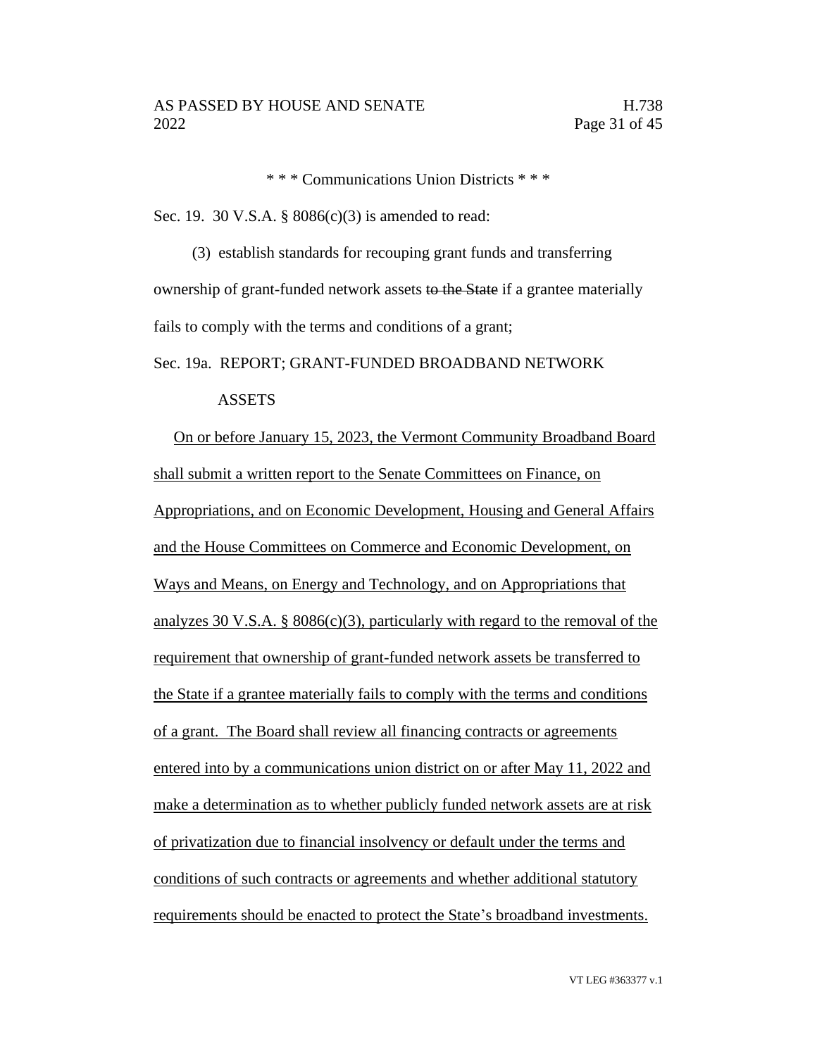\* \* \* Communications Union Districts \* \* \*

Sec. 19. 30 V.S.A. § 8086(c)(3) is amended to read:

(3) establish standards for recouping grant funds and transferring ownership of grant-funded network assets ~~to the State~~ if a grantee materially fails to comply with the terms and conditions of a grant;

Sec. 19a. REPORT; GRANT-FUNDED BROADBAND NETWORK ASSETS

<u>On or before January 15, 2023, the Vermont Community Broadband Board shall submit a written report to the Senate Committees on Finance, on Appropriations, and on Economic Development, Housing and General Affairs and the House Committees on Commerce and Economic Development, on Ways and Means, on Energy and Technology, and on Appropriations that analyzes 30 V.S.A. § 8086(c)(3), particularly with regard to the removal of the requirement that ownership of grant-funded network assets be transferred to the State if a grantee materially fails to comply with the terms and conditions of a grant. The Board shall review all financing contracts or agreements entered into by a communications union district on or after May 11, 2022 and make a determination as to whether publicly funded network assets are at risk of privatization due to financial insolvency or default under the terms and conditions of such contracts or agreements and whether additional statutory requirements should be enacted to protect the State's broadband investments.</u>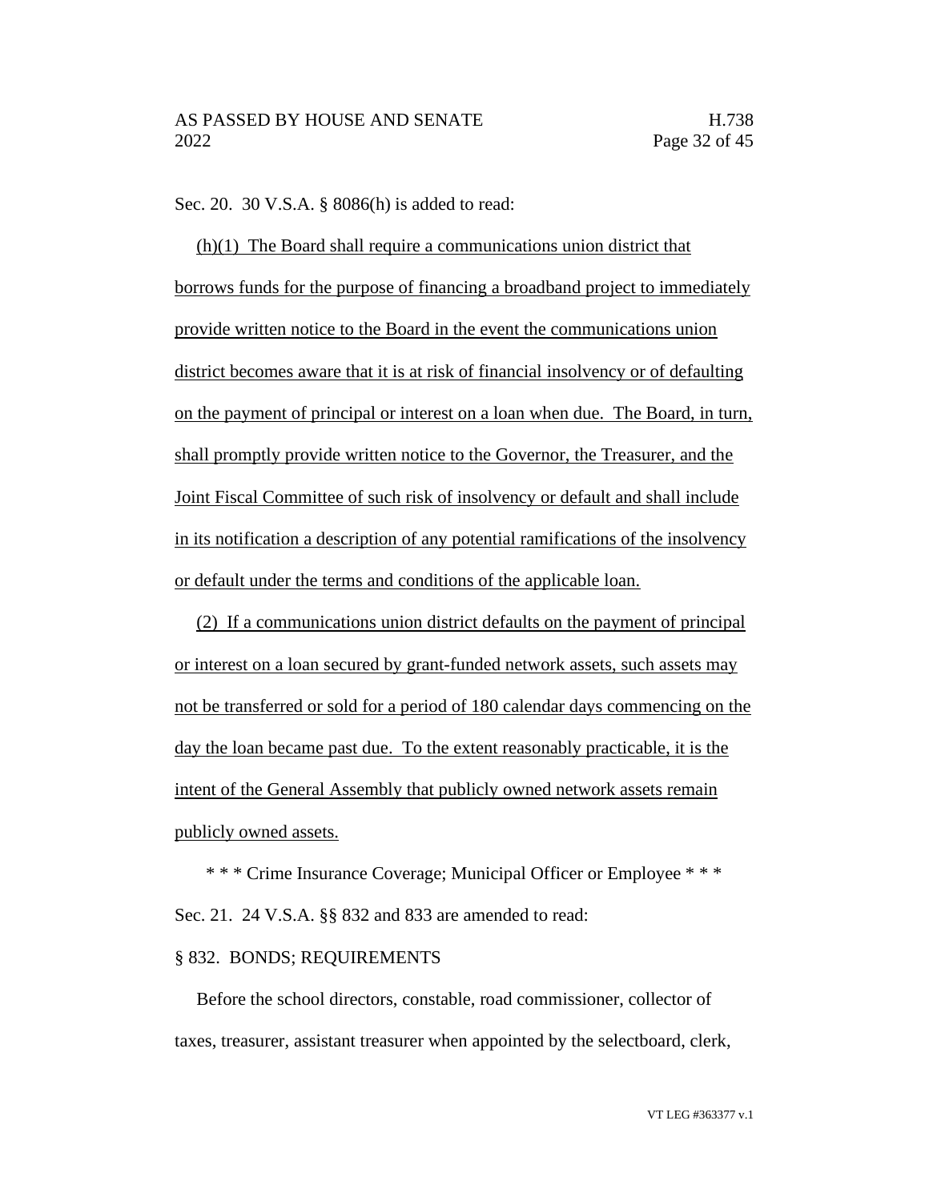Sec. 20. 30 V.S.A. § 8086(h) is added to read:

(h)(1) The Board shall require a communications union district that borrows funds for the purpose of financing a broadband project to immediately provide written notice to the Board in the event the communications union district becomes aware that it is at risk of financial insolvency or of defaulting on the payment of principal or interest on a loan when due. The Board, in turn, shall promptly provide written notice to the Governor, the Treasurer, and the Joint Fiscal Committee of such risk of insolvency or default and shall include in its notification a description of any potential ramifications of the insolvency or default under the terms and conditions of the applicable loan.

(2) If a communications union district defaults on the payment of principal or interest on a loan secured by grant-funded network assets, such assets may not be transferred or sold for a period of 180 calendar days commencing on the day the loan became past due. To the extent reasonably practicable, it is the intent of the General Assembly that publicly owned network assets remain publicly owned assets.

\* \* \* Crime Insurance Coverage; Municipal Officer or Employee \* \* \*

Sec. 21. 24 V.S.A. §§ 832 and 833 are amended to read:

§ 832. BONDS; REQUIREMENTS

Before the school directors, constable, road commissioner, collector of taxes, treasurer, assistant treasurer when appointed by the selectboard, clerk,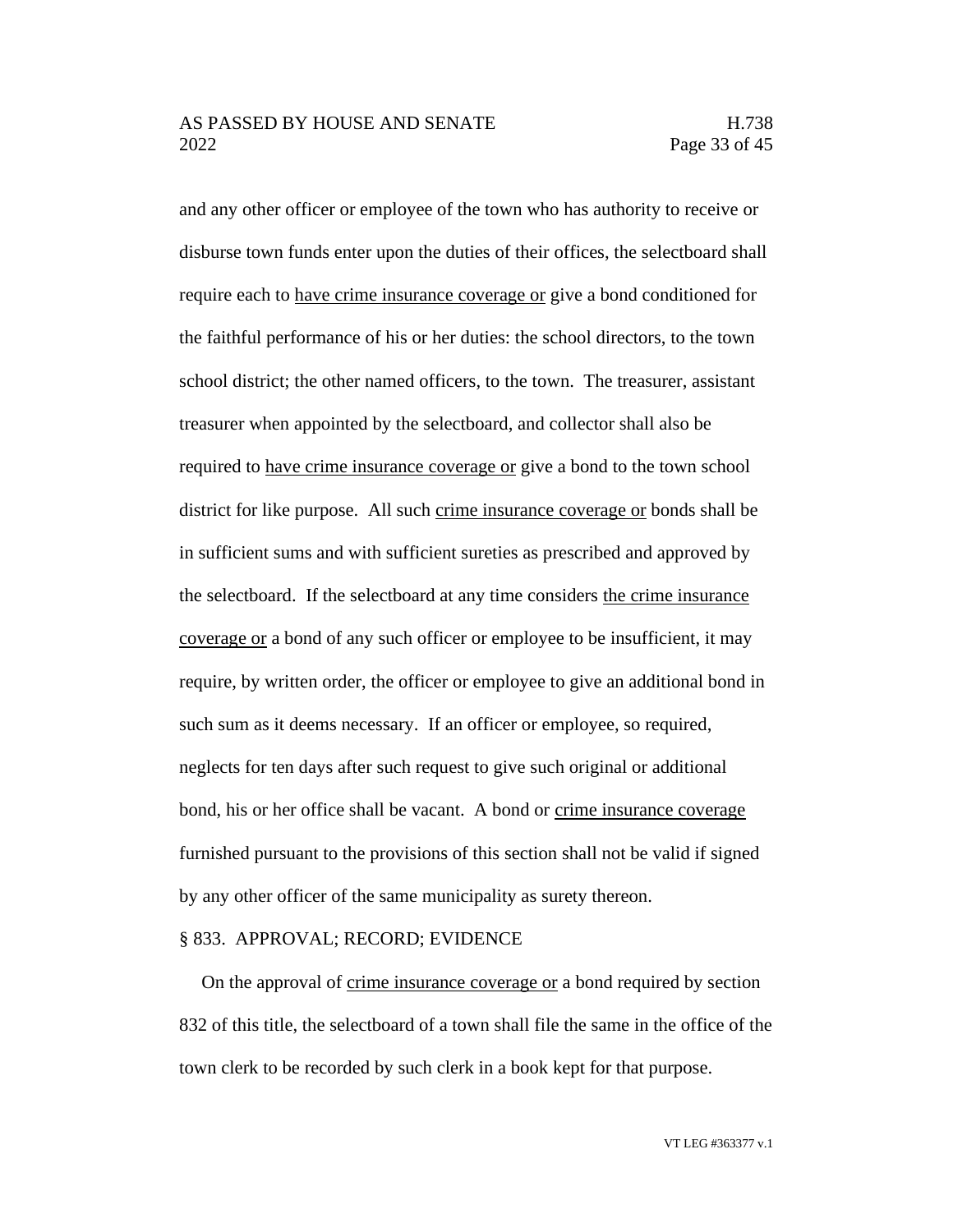and any other officer or employee of the town who has authority to receive or disburse town funds enter upon the duties of their offices, the selectboard shall require each to <u>have crime insurance coverage or</u> give a bond conditioned for the faithful performance of his or her duties: the school directors, to the town school district; the other named officers, to the town. The treasurer, assistant treasurer when appointed by the selectboard, and collector shall also be required to <u>have crime insurance coverage or</u> give a bond to the town school district for like purpose. All such <u>crime insurance coverage or</u> bonds shall be in sufficient sums and with sufficient sureties as prescribed and approved by the selectboard. If the selectboard at any time considers <u>the crime insurance coverage or</u> a bond of any such officer or employee to be insufficient, it may require, by written order, the officer or employee to give an additional bond in such sum as it deems necessary. If an officer or employee, so required, neglects for ten days after such request to give such original or additional bond, his or her office shall be vacant. A bond or <u>crime insurance coverage</u> furnished pursuant to the provisions of this section shall not be valid if signed by any other officer of the same municipality as surety thereon.

§ 833. APPROVAL; RECORD; EVIDENCE

On the approval of <u>crime insurance coverage or</u> a bond required by section 832 of this title, the selectboard of a town shall file the same in the office of the town clerk to be recorded by such clerk in a book kept for that purpose.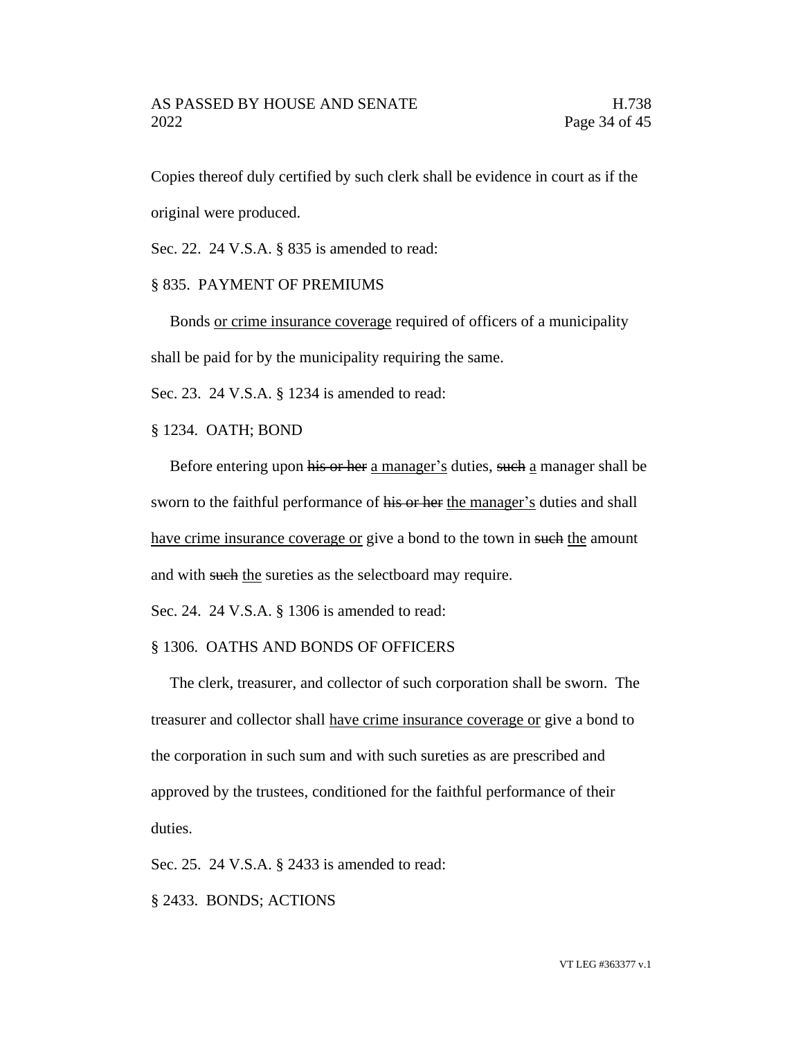Copies thereof duly certified by such clerk shall be evidence in court as if the original were produced.

Sec. 22. 24 V.S.A. § 835 is amended to read:

§ 835. PAYMENT OF PREMIUMS

Bonds <u>or crime insurance coverage</u> required of officers of a municipality shall be paid for by the municipality requiring the same.

Sec. 23. 24 V.S.A. § 1234 is amended to read:

§ 1234. OATH; BOND

Before entering upon ~~his or her~~ <u>a manager's</u> duties, ~~such~~ <u>a</u> manager shall be sworn to the faithful performance of ~~his or her~~ <u>the manager's</u> duties and shall <u>have crime insurance coverage or</u> give a bond to the town in ~~such~~ <u>the</u> amount and with ~~such~~ <u>the</u> sureties as the selectboard may require.

Sec. 24. 24 V.S.A. § 1306 is amended to read:

§ 1306. OATHS AND BONDS OF OFFICERS

The clerk, treasurer, and collector of such corporation shall be sworn. The treasurer and collector shall <u>have crime insurance coverage or</u> give a bond to the corporation in such sum and with such sureties as are prescribed and approved by the trustees, conditioned for the faithful performance of their duties.

Sec. 25. 24 V.S.A. § 2433 is amended to read:

§ 2433. BONDS; ACTIONS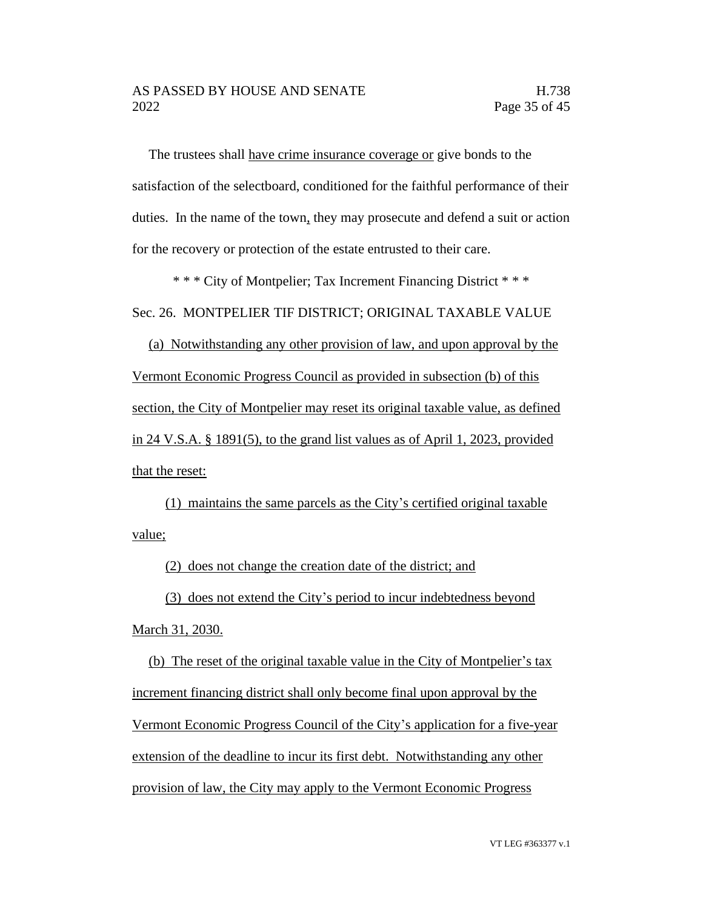The trustees shall have crime insurance coverage or give bonds to the satisfaction of the selectboard, conditioned for the faithful performance of their duties. In the name of the town, they may prosecute and defend a suit or action for the recovery or protection of the estate entrusted to their care.

\* \* \* City of Montpelier; Tax Increment Financing District \* \* \*

Sec. 26. MONTPELIER TIF DISTRICT; ORIGINAL TAXABLE VALUE

(a) Notwithstanding any other provision of law, and upon approval by the Vermont Economic Progress Council as provided in subsection (b) of this section, the City of Montpelier may reset its original taxable value, as defined in 24 V.S.A. § 1891(5), to the grand list values as of April 1, 2023, provided that the reset:

(1) maintains the same parcels as the City's certified original taxable value;

(2) does not change the creation date of the district; and

(3) does not extend the City's period to incur indebtedness beyond March 31, 2030.

(b) The reset of the original taxable value in the City of Montpelier's tax increment financing district shall only become final upon approval by the Vermont Economic Progress Council of the City's application for a five-year extension of the deadline to incur its first debt. Notwithstanding any other provision of law, the City may apply to the Vermont Economic Progress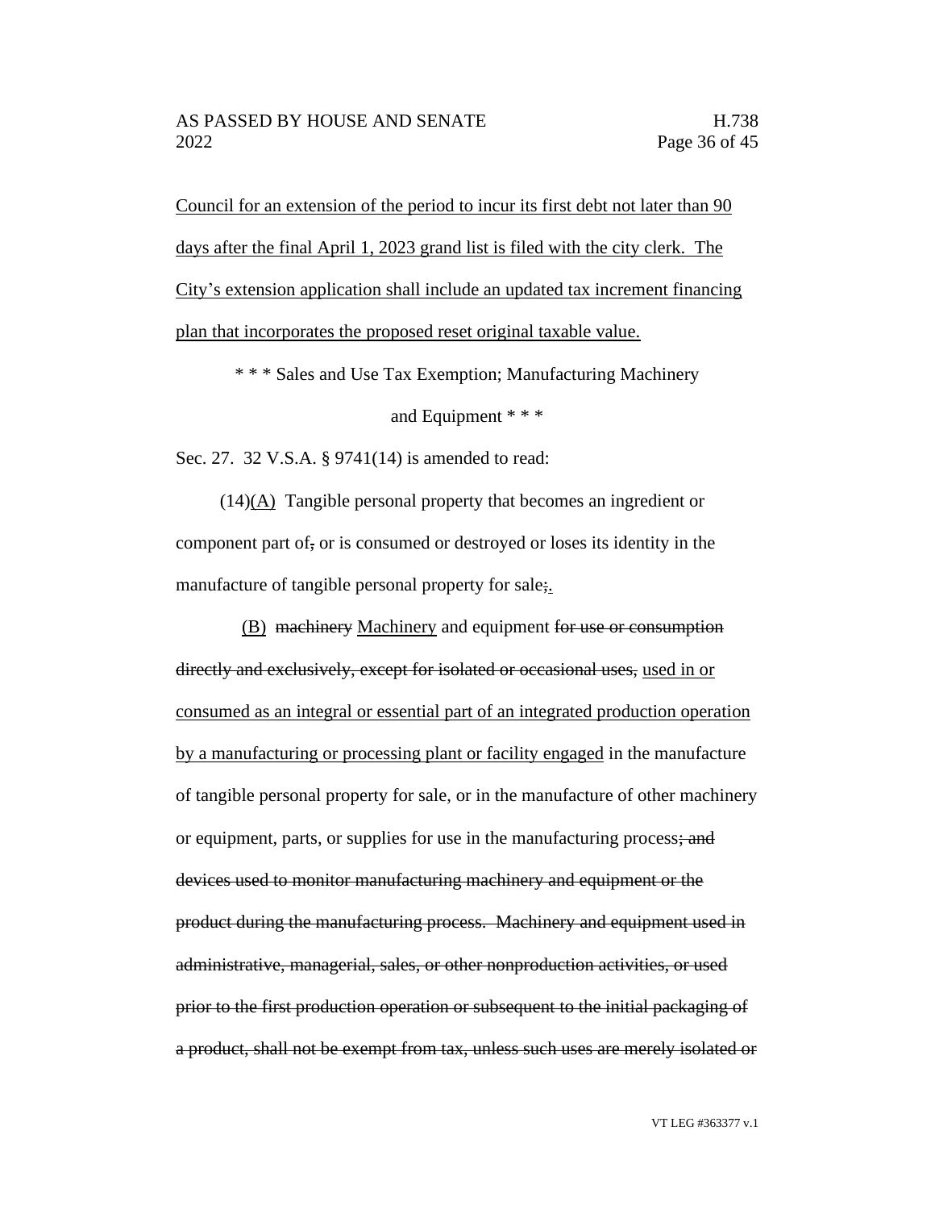Council for an extension of the period to incur its first debt not later than 90 days after the final April 1, 2023 grand list is filed with the city clerk. The City's extension application shall include an updated tax increment financing plan that incorporates the proposed reset original taxable value.

\* \* \* Sales and Use Tax Exemption; Manufacturing Machinery and Equipment \* \* \*

Sec. 27. 32 V.S.A. § 9741(14) is amended to read:

(14)(A) Tangible personal property that becomes an ingredient or component part of, or is consumed or destroyed or loses its identity in the manufacture of tangible personal property for sale;.

(B) ~~machinery~~ Machinery and equipment ~~for use or consumption directly and exclusively, except for isolated or occasional uses,~~ used in or consumed as an integral or essential part of an integrated production operation by a manufacturing or processing plant or facility engaged in the manufacture of tangible personal property for sale, or in the manufacture of other machinery or equipment, parts, or supplies for use in the manufacturing process~~; and devices used to monitor manufacturing machinery and equipment or the product during the manufacturing process. Machinery and equipment used in administrative, managerial, sales, or other nonproduction activities, or used prior to the first production operation or subsequent to the initial packaging of a product, shall not be exempt from tax, unless such uses are merely isolated or~~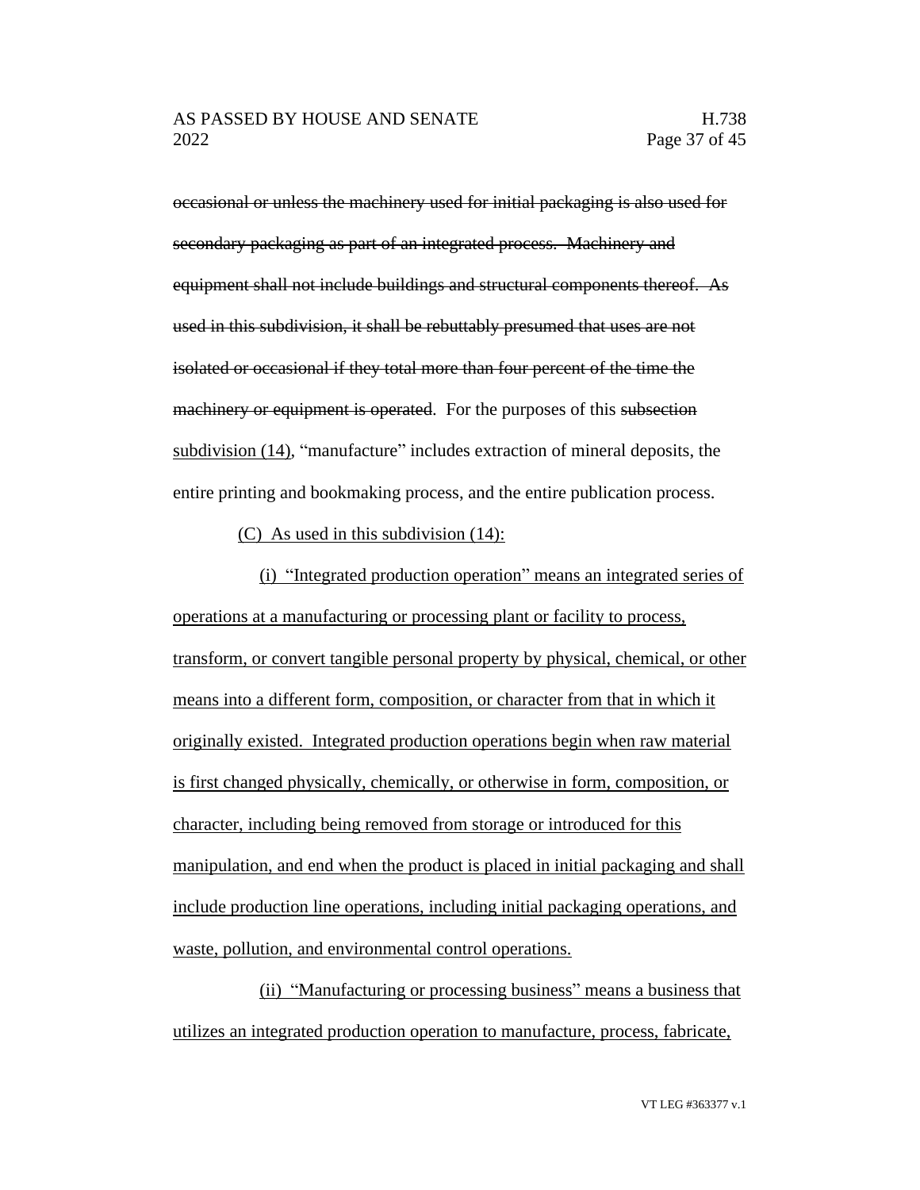~~occasional or unless the machinery used for initial packaging is also used for secondary packaging as part of an integrated process. Machinery and equipment shall not include buildings and structural components thereof. As used in this subdivision, it shall be rebuttably presumed that uses are not isolated or occasional if they total more than four percent of the time the machinery or equipment is operated~~. For the purposes of this ~~subsection~~ <u>subdivision (14)</u>, "manufacture" includes extraction of mineral deposits, the entire printing and bookmaking process, and the entire publication process.

<u>(C) As used in this subdivision (14):</u>

<u>(i) "Integrated production operation" means an integrated series of operations at a manufacturing or processing plant or facility to process, transform, or convert tangible personal property by physical, chemical, or other means into a different form, composition, or character from that in which it originally existed. Integrated production operations begin when raw material is first changed physically, chemically, or otherwise in form, composition, or character, including being removed from storage or introduced for this manipulation, and end when the product is placed in initial packaging and shall include production line operations, including initial packaging operations, and waste, pollution, and environmental control operations.</u>

<u>(ii) "Manufacturing or processing business" means a business that utilizes an integrated production operation to manufacture, process, fabricate,</u>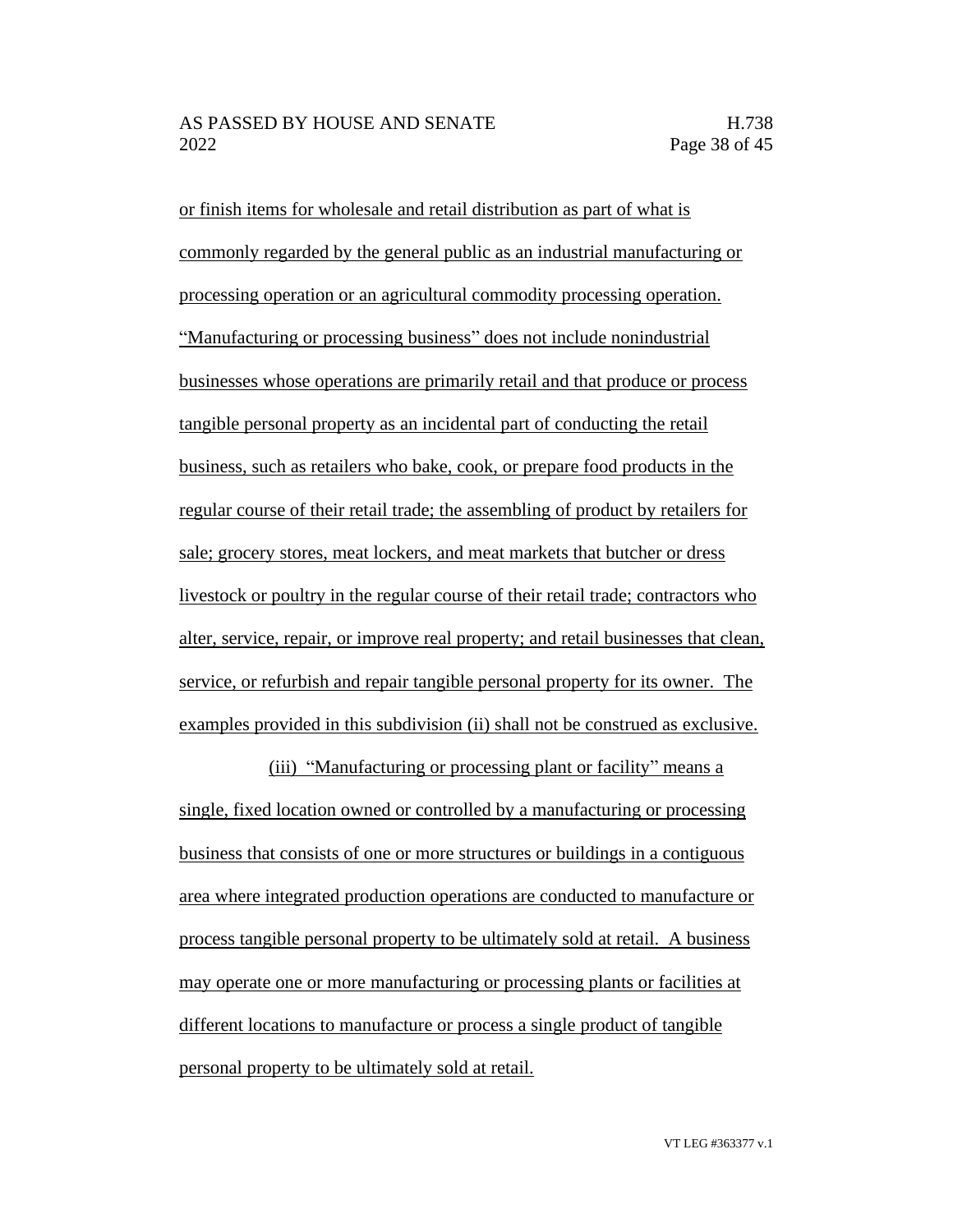or finish items for wholesale and retail distribution as part of what is commonly regarded by the general public as an industrial manufacturing or processing operation or an agricultural commodity processing operation. "Manufacturing or processing business" does not include nonindustrial businesses whose operations are primarily retail and that produce or process tangible personal property as an incidental part of conducting the retail business, such as retailers who bake, cook, or prepare food products in the regular course of their retail trade; the assembling of product by retailers for sale; grocery stores, meat lockers, and meat markets that butcher or dress livestock or poultry in the regular course of their retail trade; contractors who alter, service, repair, or improve real property; and retail businesses that clean, service, or refurbish and repair tangible personal property for its owner. The examples provided in this subdivision (ii) shall not be construed as exclusive.

(iii) "Manufacturing or processing plant or facility" means a single, fixed location owned or controlled by a manufacturing or processing business that consists of one or more structures or buildings in a contiguous area where integrated production operations are conducted to manufacture or process tangible personal property to be ultimately sold at retail. A business may operate one or more manufacturing or processing plants or facilities at different locations to manufacture or process a single product of tangible personal property to be ultimately sold at retail.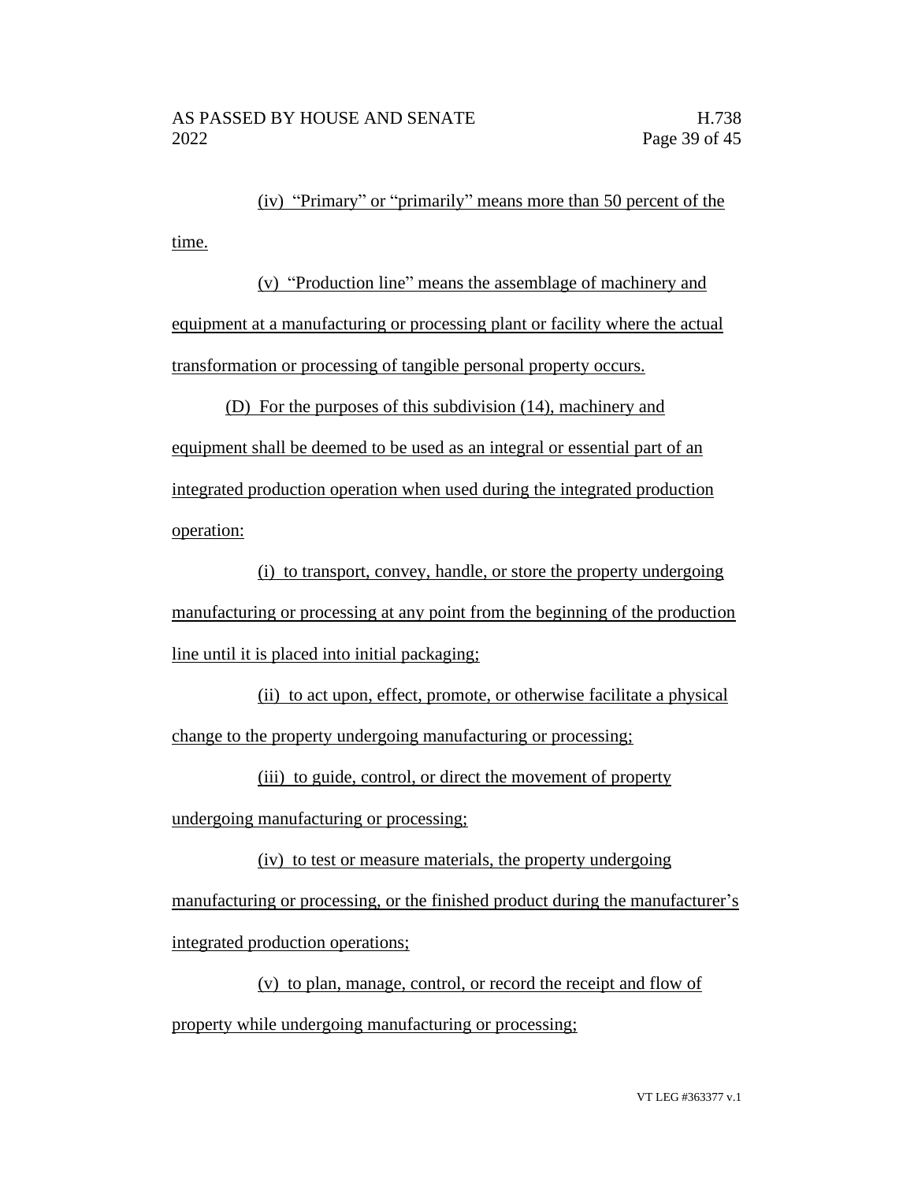(iv) "Primary" or "primarily" means more than 50 percent of the time.

(v) "Production line" means the assemblage of machinery and equipment at a manufacturing or processing plant or facility where the actual transformation or processing of tangible personal property occurs.

(D) For the purposes of this subdivision (14), machinery and equipment shall be deemed to be used as an integral or essential part of an integrated production operation when used during the integrated production operation:

(i) to transport, convey, handle, or store the property undergoing manufacturing or processing at any point from the beginning of the production line until it is placed into initial packaging;

(ii) to act upon, effect, promote, or otherwise facilitate a physical change to the property undergoing manufacturing or processing;

(iii) to guide, control, or direct the movement of property undergoing manufacturing or processing;

(iv) to test or measure materials, the property undergoing manufacturing or processing, or the finished product during the manufacturer's integrated production operations;

(v) to plan, manage, control, or record the receipt and flow of property while undergoing manufacturing or processing;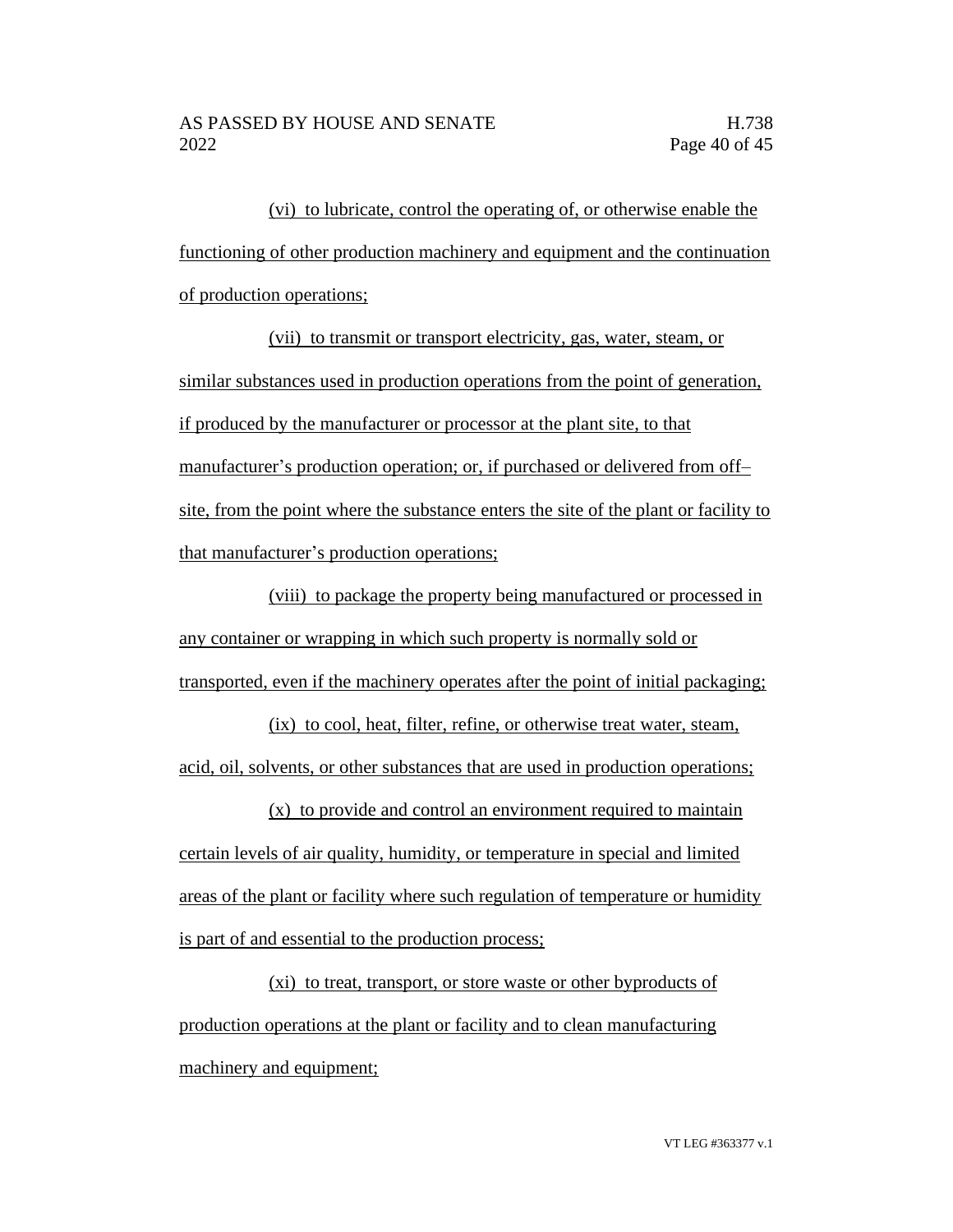(vi) to lubricate, control the operating of, or otherwise enable the functioning of other production machinery and equipment and the continuation of production operations;

(vii) to transmit or transport electricity, gas, water, steam, or similar substances used in production operations from the point of generation, if produced by the manufacturer or processor at the plant site, to that manufacturer's production operation; or, if purchased or delivered from off–site, from the point where the substance enters the site of the plant or facility to that manufacturer's production operations;

(viii) to package the property being manufactured or processed in any container or wrapping in which such property is normally sold or transported, even if the machinery operates after the point of initial packaging;

(ix) to cool, heat, filter, refine, or otherwise treat water, steam, acid, oil, solvents, or other substances that are used in production operations;

(x) to provide and control an environment required to maintain certain levels of air quality, humidity, or temperature in special and limited areas of the plant or facility where such regulation of temperature or humidity is part of and essential to the production process;

(xi) to treat, transport, or store waste or other byproducts of production operations at the plant or facility and to clean manufacturing machinery and equipment;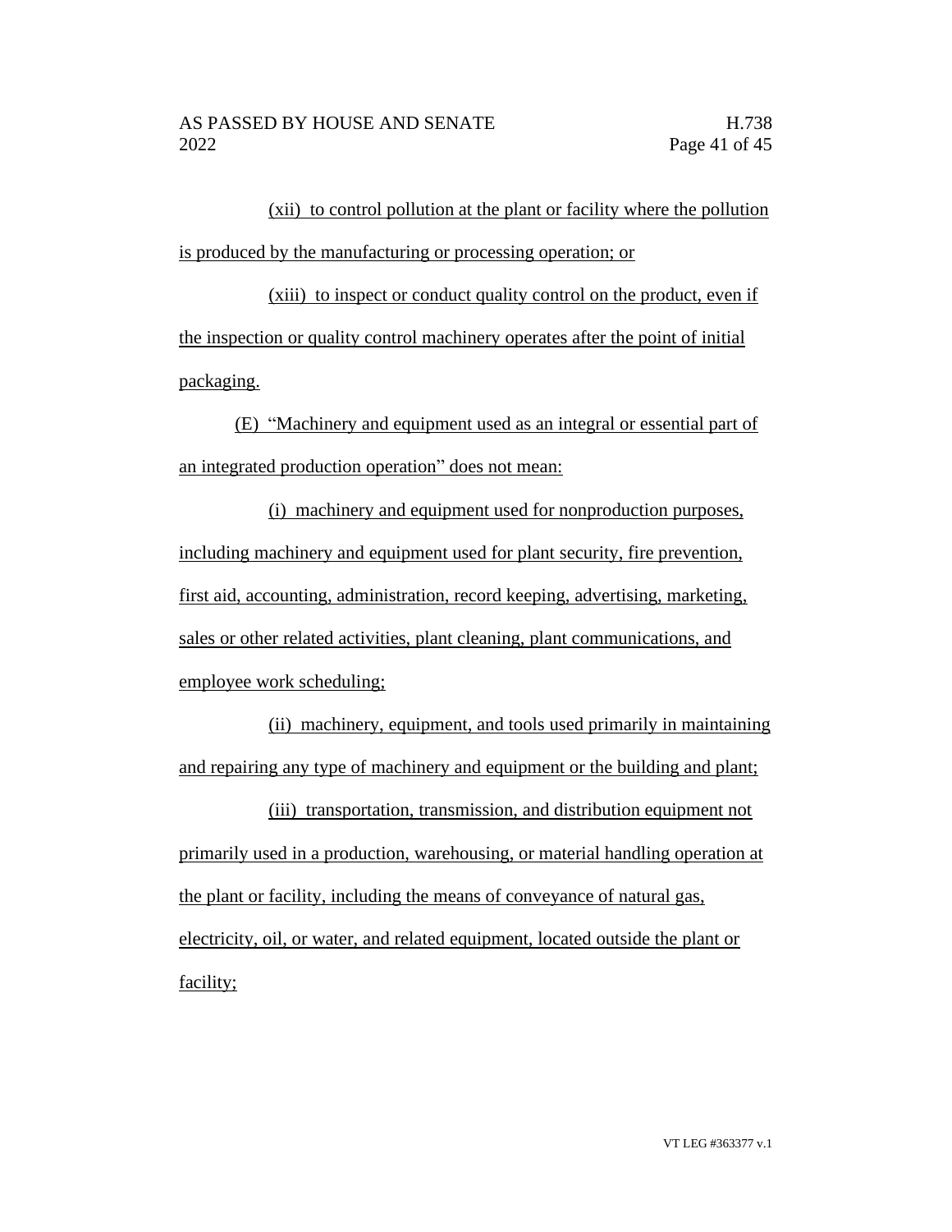(xii) to control pollution at the plant or facility where the pollution is produced by the manufacturing or processing operation; or

(xiii) to inspect or conduct quality control on the product, even if the inspection or quality control machinery operates after the point of initial packaging.

(E) "Machinery and equipment used as an integral or essential part of an integrated production operation" does not mean:

(i) machinery and equipment used for nonproduction purposes, including machinery and equipment used for plant security, fire prevention, first aid, accounting, administration, record keeping, advertising, marketing, sales or other related activities, plant cleaning, plant communications, and employee work scheduling;

(ii) machinery, equipment, and tools used primarily in maintaining and repairing any type of machinery and equipment or the building and plant;

(iii) transportation, transmission, and distribution equipment not primarily used in a production, warehousing, or material handling operation at the plant or facility, including the means of conveyance of natural gas, electricity, oil, or water, and related equipment, located outside the plant or facility;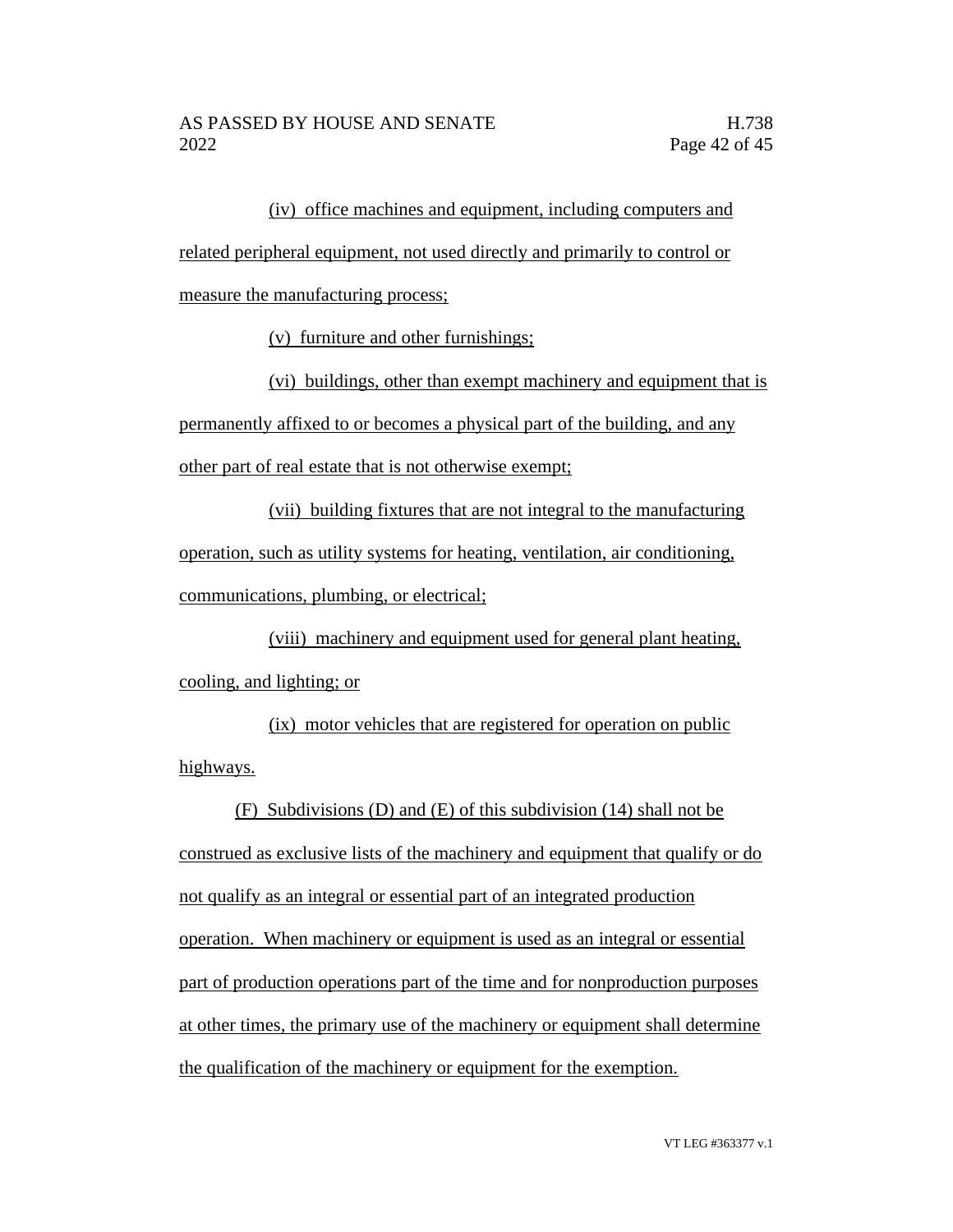(iv) office machines and equipment, including computers and related peripheral equipment, not used directly and primarily to control or measure the manufacturing process;

(v) furniture and other furnishings;

(vi) buildings, other than exempt machinery and equipment that is permanently affixed to or becomes a physical part of the building, and any other part of real estate that is not otherwise exempt;

(vii) building fixtures that are not integral to the manufacturing operation, such as utility systems for heating, ventilation, air conditioning, communications, plumbing, or electrical;

(viii) machinery and equipment used for general plant heating, cooling, and lighting; or

(ix) motor vehicles that are registered for operation on public highways.

(F) Subdivisions (D) and (E) of this subdivision (14) shall not be construed as exclusive lists of the machinery and equipment that qualify or do not qualify as an integral or essential part of an integrated production operation. When machinery or equipment is used as an integral or essential part of production operations part of the time and for nonproduction purposes at other times, the primary use of the machinery or equipment shall determine the qualification of the machinery or equipment for the exemption.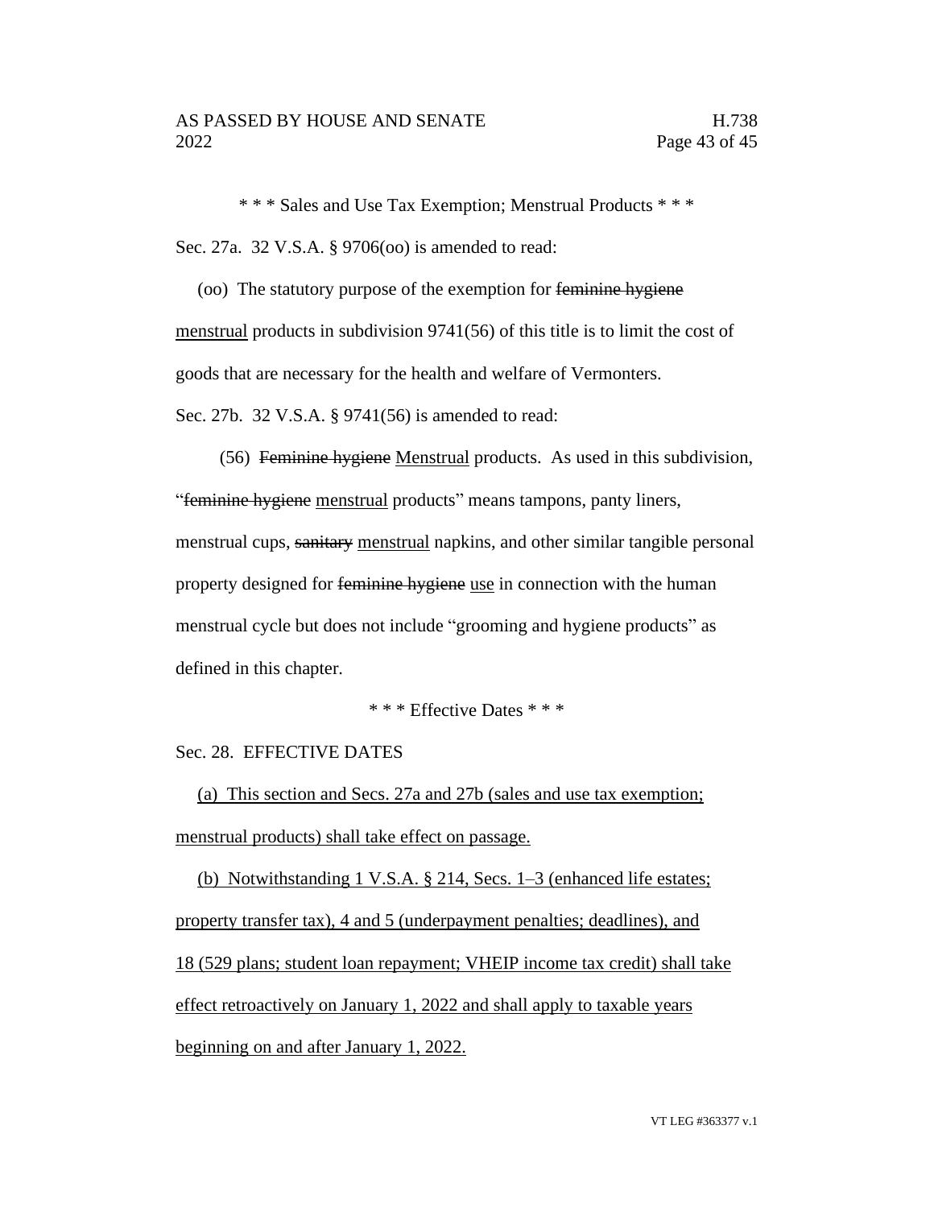\* \* \* Sales and Use Tax Exemption; Menstrual Products \* \* \*

Sec. 27a. 32 V.S.A. § 9706(oo) is amended to read:

(oo) The statutory purpose of the exemption for ~~feminine hygiene~~ <u>menstrual</u> products in subdivision 9741(56) of this title is to limit the cost of goods that are necessary for the health and welfare of Vermonters.

Sec. 27b. 32 V.S.A. § 9741(56) is amended to read:

(56) ~~Feminine hygiene~~ <u>Menstrual</u> products. As used in this subdivision, "~~feminine hygiene~~ <u>menstrual</u> products" means tampons, panty liners, menstrual cups, ~~sanitary~~ <u>menstrual</u> napkins, and other similar tangible personal property designed for ~~feminine hygiene~~ <u>use</u> in connection with the human menstrual cycle but does not include "grooming and hygiene products" as defined in this chapter.

\* \* \* Effective Dates \* \* \*

Sec. 28. EFFECTIVE DATES

<u>(a) This section and Secs. 27a and 27b (sales and use tax exemption; menstrual products) shall take effect on passage.</u>

<u>(b) Notwithstanding 1 V.S.A. § 214, Secs. 1–3 (enhanced life estates; property transfer tax), 4 and 5 (underpayment penalties; deadlines), and 18 (529 plans; student loan repayment; VHEIP income tax credit) shall take effect retroactively on January 1, 2022 and shall apply to taxable years beginning on and after January 1, 2022.</u>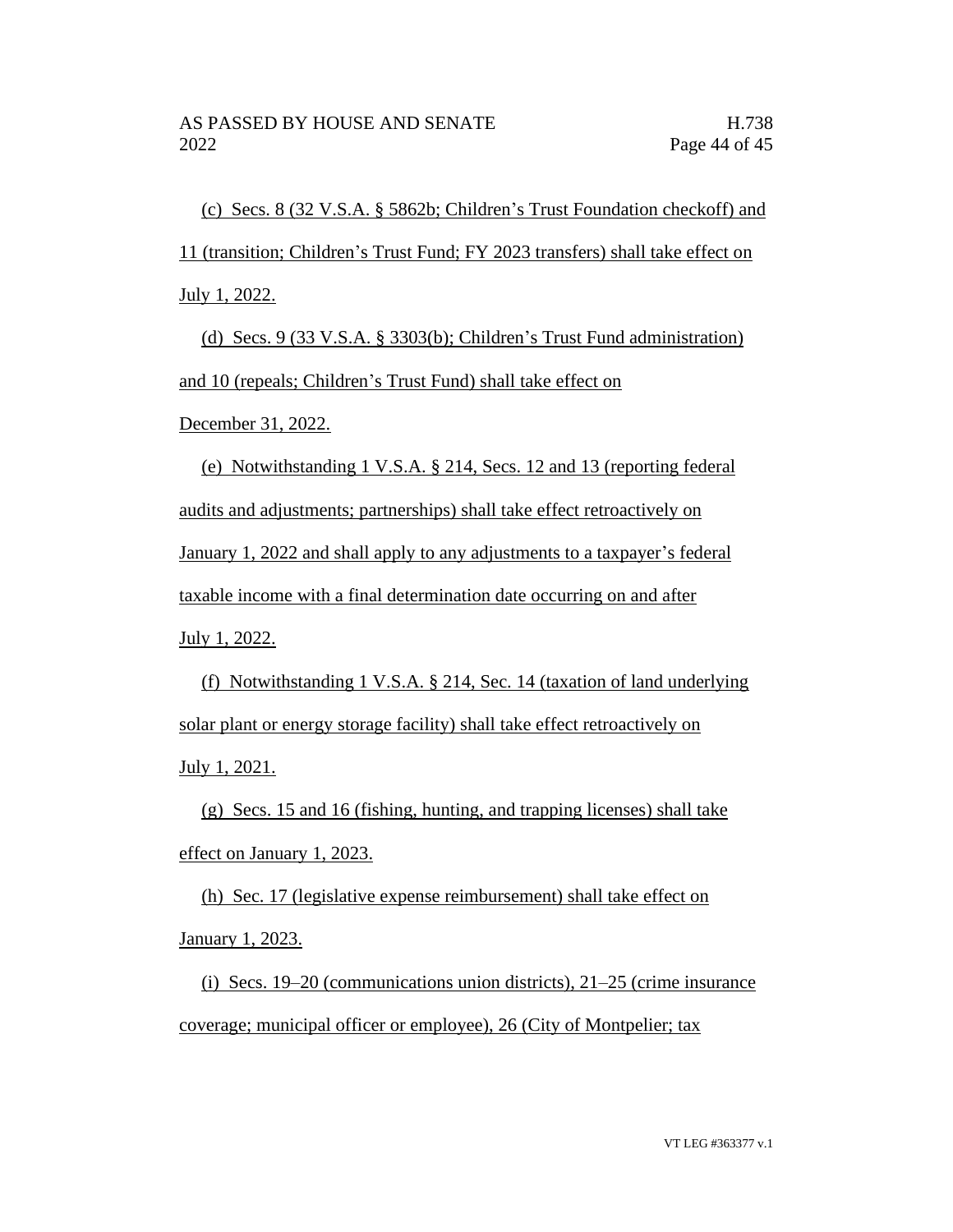(c) Secs. 8 (32 V.S.A. § 5862b; Children's Trust Foundation checkoff) and 11 (transition; Children's Trust Fund; FY 2023 transfers) shall take effect on July 1, 2022.

(d) Secs. 9 (33 V.S.A. § 3303(b); Children's Trust Fund administration) and 10 (repeals; Children's Trust Fund) shall take effect on December 31, 2022.

(e) Notwithstanding 1 V.S.A. § 214, Secs. 12 and 13 (reporting federal audits and adjustments; partnerships) shall take effect retroactively on January 1, 2022 and shall apply to any adjustments to a taxpayer's federal taxable income with a final determination date occurring on and after July 1, 2022.

(f) Notwithstanding 1 V.S.A. § 214, Sec. 14 (taxation of land underlying solar plant or energy storage facility) shall take effect retroactively on July 1, 2021.

(g) Secs. 15 and 16 (fishing, hunting, and trapping licenses) shall take effect on January 1, 2023.

(h) Sec. 17 (legislative expense reimbursement) shall take effect on January 1, 2023.

(i) Secs. 19–20 (communications union districts), 21–25 (crime insurance coverage; municipal officer or employee), 26 (City of Montpelier; tax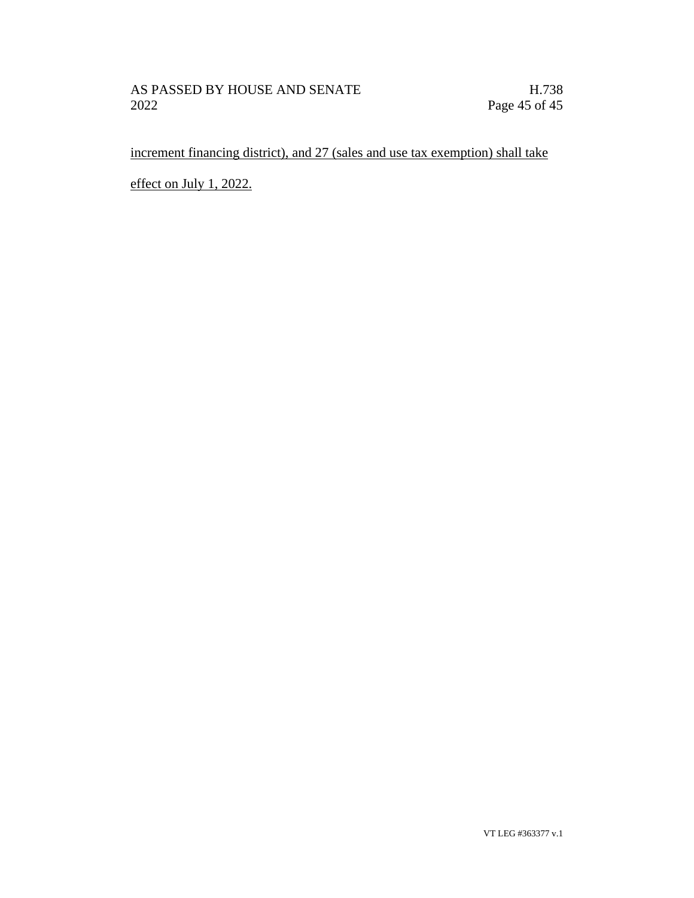<u>increment financing district), and 27 (sales and use tax exemption) shall take effect on July 1, 2022.</u>